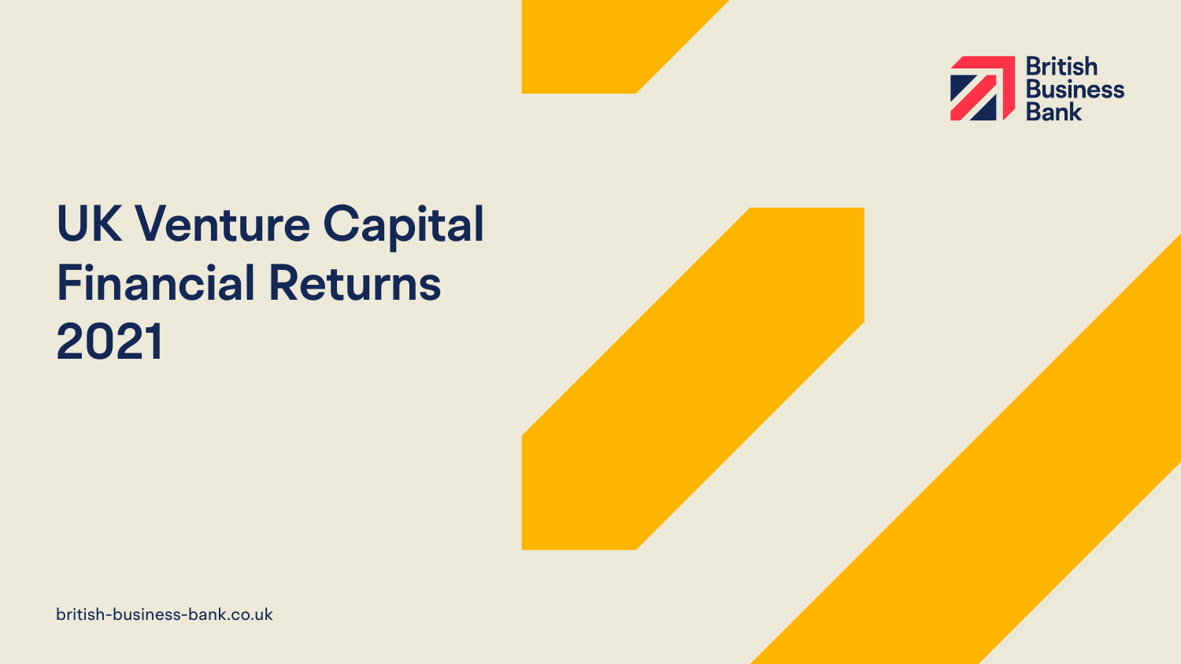British Business Bank

# UK Venture Capital Financial Returns 2021

british-business-bank.co.uk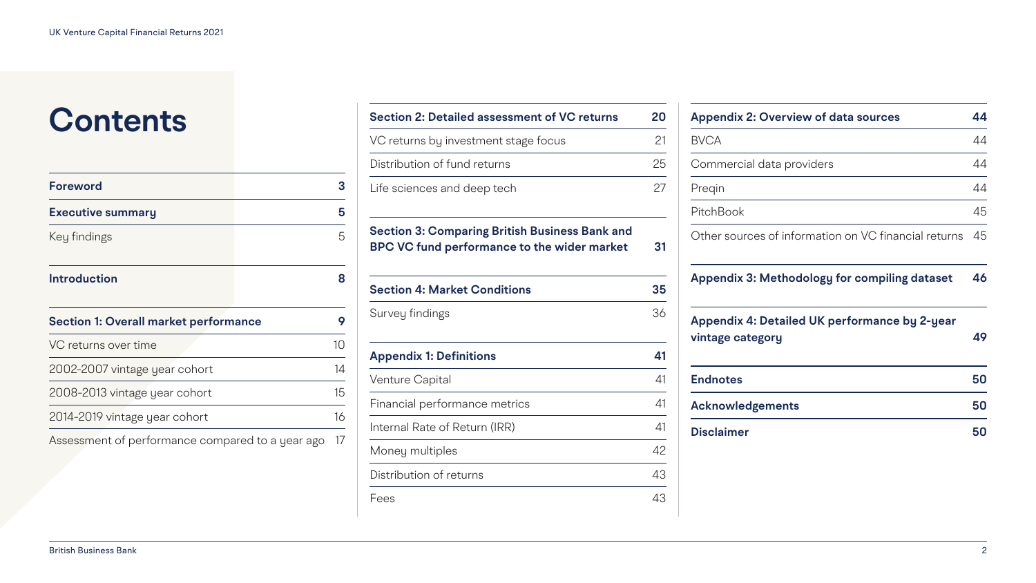# Contents

| | |
|---|---|
| **Foreword** | **3** |
| **Executive summary** | **5** |
| Key findings | 5 |
| **Introduction** | **8** |
| **Section 1: Overall market performance** | **9** |
| VC returns over time | 10 |
| 2002-2007 vintage year cohort | 14 |
| 2008-2013 vintage year cohort | 15 |
| 2014-2019 vintage year cohort | 16 |
| Assessment of performance compared to a year ago | 17 |
| **Section 2: Detailed assessment of VC returns** | **20** |
| VC returns by investment stage focus | 21 |
| Distribution of fund returns | 25 |
| Life sciences and deep tech | 27 |
| **Section 3: Comparing British Business Bank and BPC VC fund performance to the wider market** | **31** |
| **Section 4: Market Conditions** | **35** |
| Survey findings | 36 |
| **Appendix 1: Definitions** | **41** |
| Venture Capital | 41 |
| Financial performance metrics | 41 |
| Internal Rate of Return (IRR) | 41 |
| Money multiples | 42 |
| Distribution of returns | 43 |
| Fees | 43 |
| **Appendix 2: Overview of data sources** | **44** |
| BVCA | 44 |
| Commercial data providers | 44 |
| Preqin | 44 |
| PitchBook | 45 |
| Other sources of information on VC financial returns | 45 |
| **Appendix 3: Methodology for compiling dataset** | **46** |
| **Appendix 4: Detailed UK performance by 2-year vintage category** | **49** |
| **Endnotes** | **50** |
| **Acknowledgements** | **50** |
| **Disclaimer** | **50** |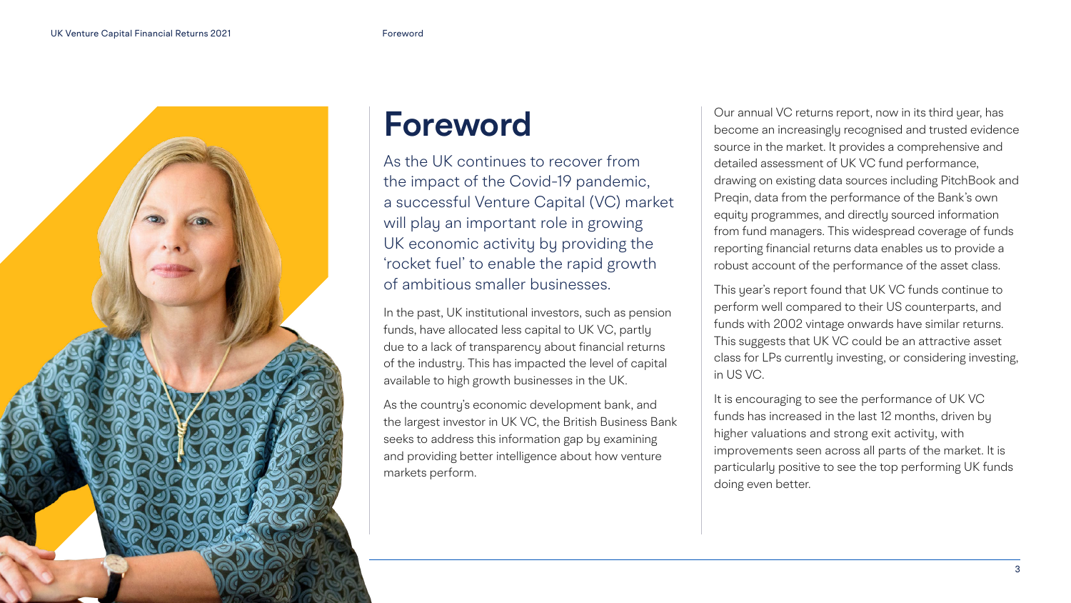# Foreword

As the UK continues to recover from the impact of the Covid-19 pandemic, a successful Venture Capital (VC) market will play an important role in growing UK economic activity by providing the 'rocket fuel' to enable the rapid growth of ambitious smaller businesses.

In the past, UK institutional investors, such as pension funds, have allocated less capital to UK VC, partly due to a lack of transparency about financial returns of the industry. This has impacted the level of capital available to high growth businesses in the UK.

As the country's economic development bank, and the largest investor in UK VC, the British Business Bank seeks to address this information gap by examining and providing better intelligence about how venture markets perform.

Our annual VC returns report, now in its third year, has become an increasingly recognised and trusted evidence source in the market. It provides a comprehensive and detailed assessment of UK VC fund performance, drawing on existing data sources including PitchBook and Preqin, data from the performance of the Bank's own equity programmes, and directly sourced information from fund managers. This widespread coverage of funds reporting financial returns data enables us to provide a robust account of the performance of the asset class.

This year's report found that UK VC funds continue to perform well compared to their US counterparts, and funds with 2002 vintage onwards have similar returns. This suggests that UK VC could be an attractive asset class for LPs currently investing, or considering investing, in US VC.

It is encouraging to see the performance of UK VC funds has increased in the last 12 months, driven by higher valuations and strong exit activity, with improvements seen across all parts of the market. It is particularly positive to see the top performing UK funds doing even better.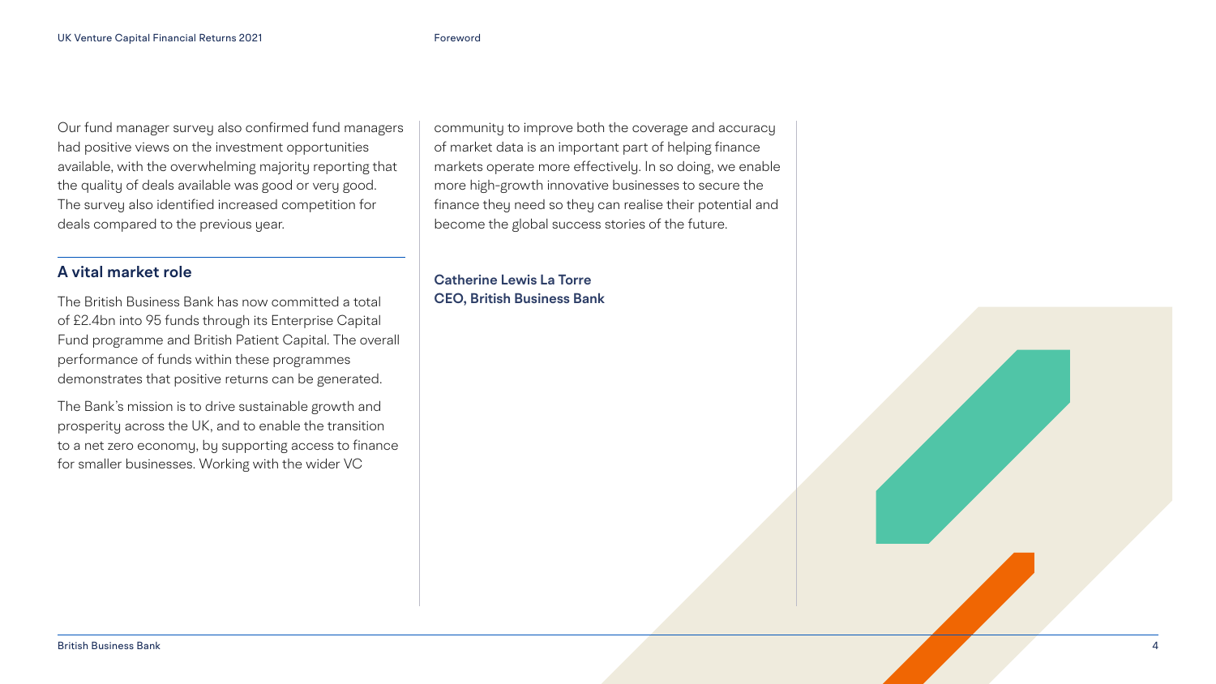Our fund manager survey also confirmed fund managers had positive views on the investment opportunities available, with the overwhelming majority reporting that the quality of deals available was good or very good. The survey also identified increased competition for deals compared to the previous year.

## A vital market role

The British Business Bank has now committed a total of £2.4bn into 95 funds through its Enterprise Capital Fund programme and British Patient Capital. The overall performance of funds within these programmes demonstrates that positive returns can be generated.

The Bank's mission is to drive sustainable growth and prosperity across the UK, and to enable the transition to a net zero economy, by supporting access to finance for smaller businesses. Working with the wider VC community to improve both the coverage and accuracy of market data is an important part of helping finance markets operate more effectively. In so doing, we enable more high-growth innovative businesses to secure the finance they need so they can realise their potential and become the global success stories of the future.

**Catherine Lewis La Torre**
**CEO, British Business Bank**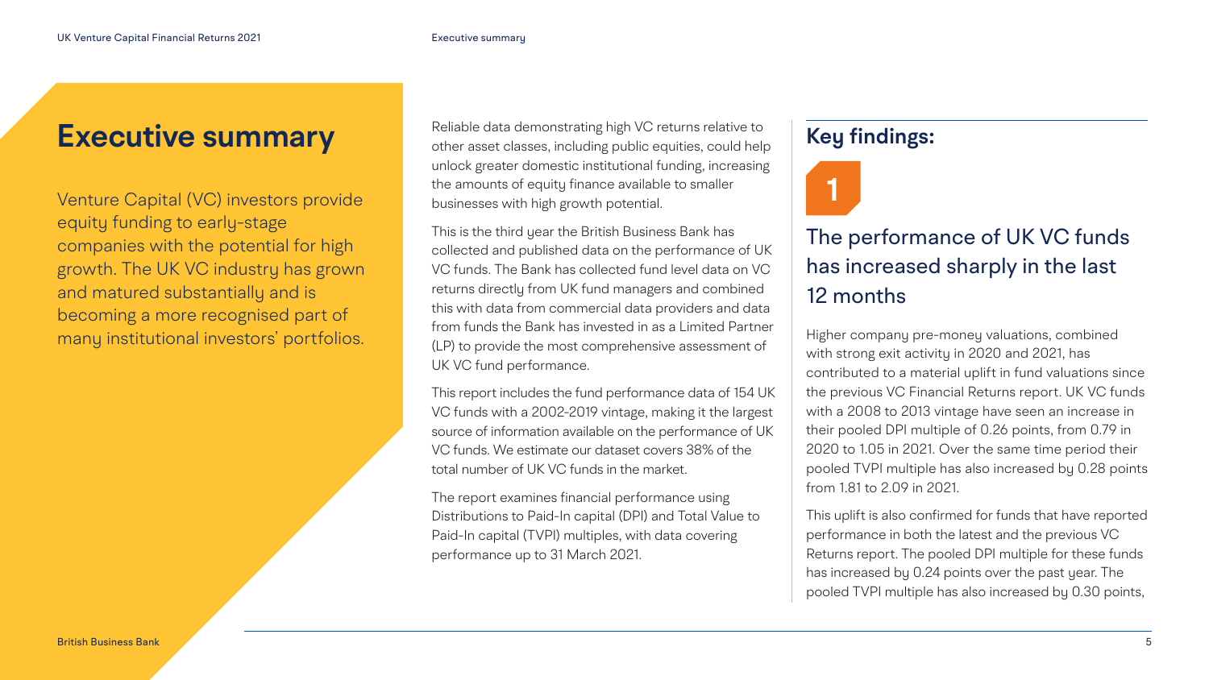# Executive summary

Venture Capital (VC) investors provide equity funding to early-stage companies with the potential for high growth. The UK VC industry has grown and matured substantially and is becoming a more recognised part of many institutional investors' portfolios.

Reliable data demonstrating high VC returns relative to other asset classes, including public equities, could help unlock greater domestic institutional funding, increasing the amounts of equity finance available to smaller businesses with high growth potential.

This is the third year the British Business Bank has collected and published data on the performance of UK VC funds. The Bank has collected fund level data on VC returns directly from UK fund managers and combined this with data from commercial data providers and data from funds the Bank has invested in as a Limited Partner (LP) to provide the most comprehensive assessment of UK VC fund performance.

This report includes the fund performance data of 154 UK VC funds with a 2002-2019 vintage, making it the largest source of information available on the performance of UK VC funds. We estimate our dataset covers 38% of the total number of UK VC funds in the market.

The report examines financial performance using Distributions to Paid-In capital (DPI) and Total Value to Paid-In capital (TVPI) multiples, with data covering performance up to 31 March 2021.

## Key findings:

**1**

### The performance of UK VC funds has increased sharply in the last 12 months

Higher company pre-money valuations, combined with strong exit activity in 2020 and 2021, has contributed to a material uplift in fund valuations since the previous VC Financial Returns report. UK VC funds with a 2008 to 2013 vintage have seen an increase in their pooled DPI multiple of 0.26 points, from 0.79 in 2020 to 1.05 in 2021. Over the same time period their pooled TVPI multiple has also increased by 0.28 points from 1.81 to 2.09 in 2021.

This uplift is also confirmed for funds that have reported performance in both the latest and the previous VC Returns report. The pooled DPI multiple for these funds has increased by 0.24 points over the past year. The pooled TVPI multiple has also increased by 0.30 points,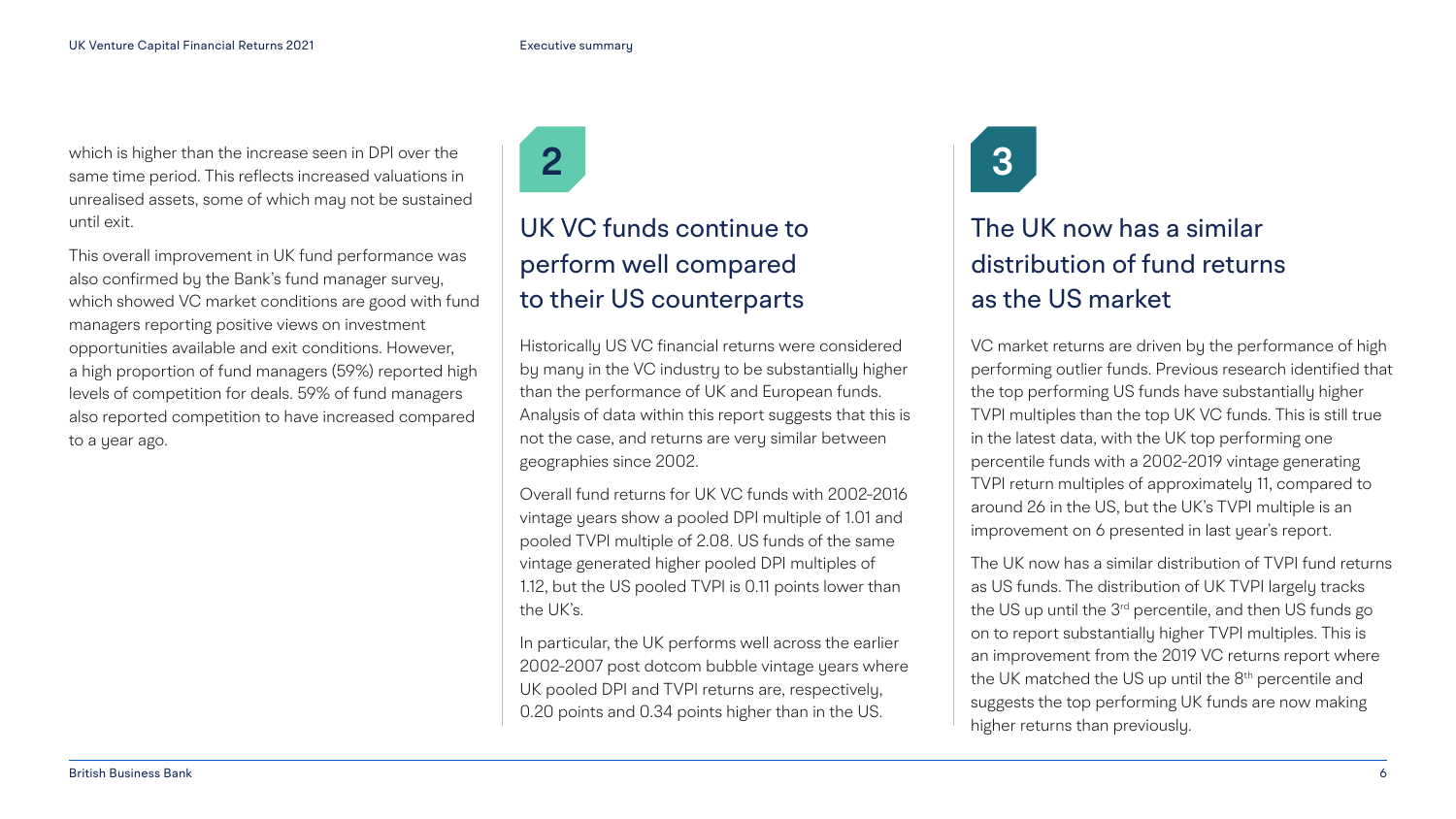which is higher than the increase seen in DPI over the same time period. This reflects increased valuations in unrealised assets, some of which may not be sustained until exit.

This overall improvement in UK fund performance was also confirmed by the Bank's fund manager survey, which showed VC market conditions are good with fund managers reporting positive views on investment opportunities available and exit conditions. However, a high proportion of fund managers (59%) reported high levels of competition for deals. 59% of fund managers also reported competition to have increased compared to a year ago.

## 2

## UK VC funds continue to perform well compared to their US counterparts

Historically US VC financial returns were considered by many in the VC industry to be substantially higher than the performance of UK and European funds. Analysis of data within this report suggests that this is not the case, and returns are very similar between geographies since 2002.

Overall fund returns for UK VC funds with 2002-2016 vintage years show a pooled DPI multiple of 1.01 and pooled TVPI multiple of 2.08. US funds of the same vintage generated higher pooled DPI multiples of 1.12, but the US pooled TVPI is 0.11 points lower than the UK's.

In particular, the UK performs well across the earlier 2002-2007 post dotcom bubble vintage years where UK pooled DPI and TVPI returns are, respectively, 0.20 points and 0.34 points higher than in the US.

## 3

## The UK now has a similar distribution of fund returns as the US market

VC market returns are driven by the performance of high performing outlier funds. Previous research identified that the top performing US funds have substantially higher TVPI multiples than the top UK VC funds. This is still true in the latest data, with the UK top performing one percentile funds with a 2002-2019 vintage generating TVPI return multiples of approximately 11, compared to around 26 in the US, but the UK's TVPI multiple is an improvement on 6 presented in last year's report.

The UK now has a similar distribution of TVPI fund returns as US funds. The distribution of UK TVPI largely tracks the US up until the 3rd percentile, and then US funds go on to report substantially higher TVPI multiples. This is an improvement from the 2019 VC returns report where the UK matched the US up until the 8th percentile and suggests the top performing UK funds are now making higher returns than previously.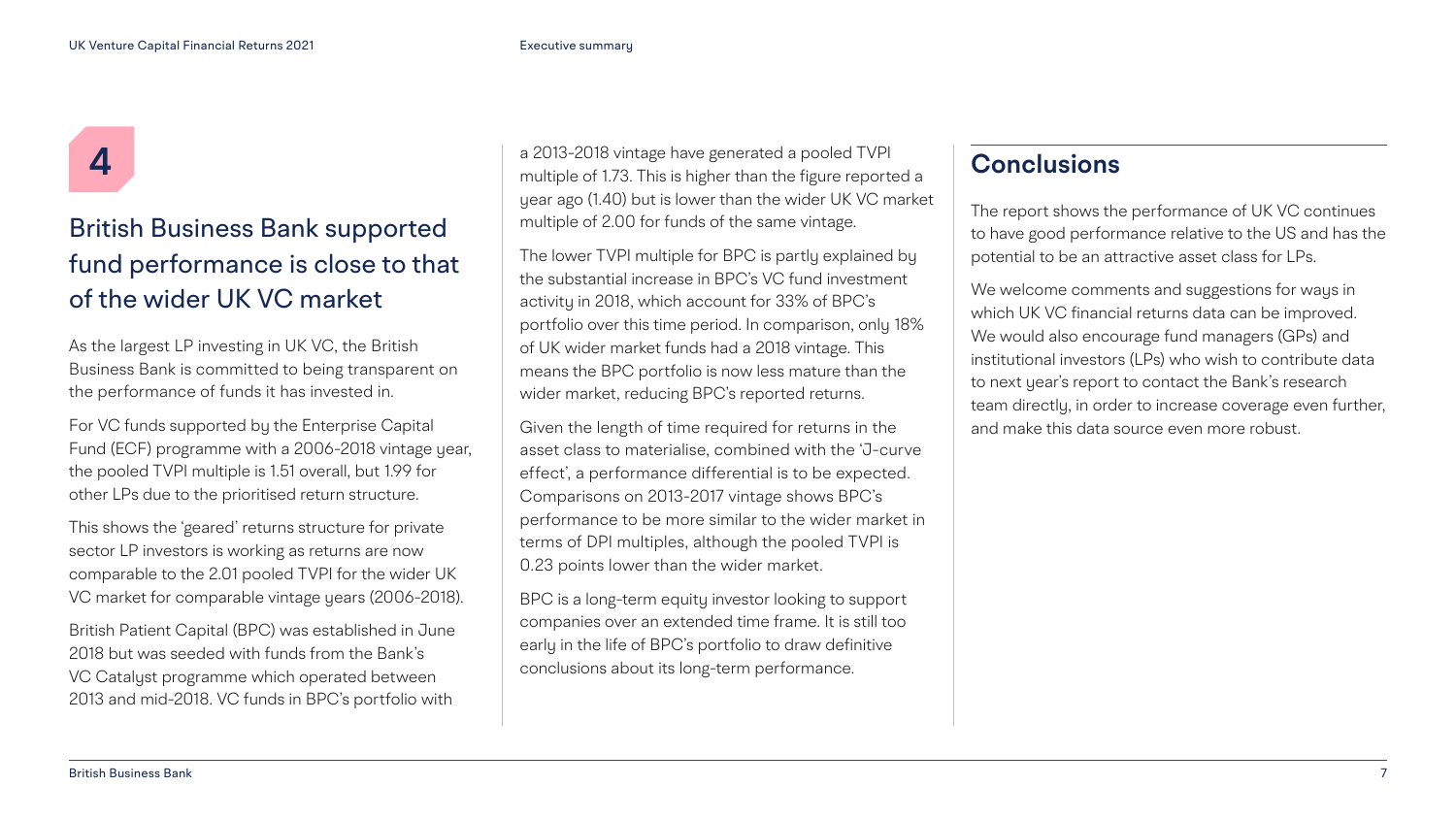# 4

## British Business Bank supported fund performance is close to that of the wider UK VC market

As the largest LP investing in UK VC, the British Business Bank is committed to being transparent on the performance of funds it has invested in.

For VC funds supported by the Enterprise Capital Fund (ECF) programme with a 2006-2018 vintage year, the pooled TVPI multiple is 1.51 overall, but 1.99 for other LPs due to the prioritised return structure.

This shows the 'geared' returns structure for private sector LP investors is working as returns are now comparable to the 2.01 pooled TVPI for the wider UK VC market for comparable vintage years (2006-2018).

British Patient Capital (BPC) was established in June 2018 but was seeded with funds from the Bank's VC Catalyst programme which operated between 2013 and mid-2018. VC funds in BPC's portfolio with a 2013-2018 vintage have generated a pooled TVPI multiple of 1.73. This is higher than the figure reported a year ago (1.40) but is lower than the wider UK VC market multiple of 2.00 for funds of the same vintage.

The lower TVPI multiple for BPC is partly explained by the substantial increase in BPC's VC fund investment activity in 2018, which account for 33% of BPC's portfolio over this time period. In comparison, only 18% of UK wider market funds had a 2018 vintage. This means the BPC portfolio is now less mature than the wider market, reducing BPC's reported returns.

Given the length of time required for returns in the asset class to materialise, combined with the 'J-curve effect', a performance differential is to be expected. Comparisons on 2013-2017 vintage shows BPC's performance to be more similar to the wider market in terms of DPI multiples, although the pooled TVPI is 0.23 points lower than the wider market.

BPC is a long-term equity investor looking to support companies over an extended time frame. It is still too early in the life of BPC's portfolio to draw definitive conclusions about its long-term performance.

## Conclusions

The report shows the performance of UK VC continues to have good performance relative to the US and has the potential to be an attractive asset class for LPs.

We welcome comments and suggestions for ways in which UK VC financial returns data can be improved. We would also encourage fund managers (GPs) and institutional investors (LPs) who wish to contribute data to next year's report to contact the Bank's research team directly, in order to increase coverage even further, and make this data source even more robust.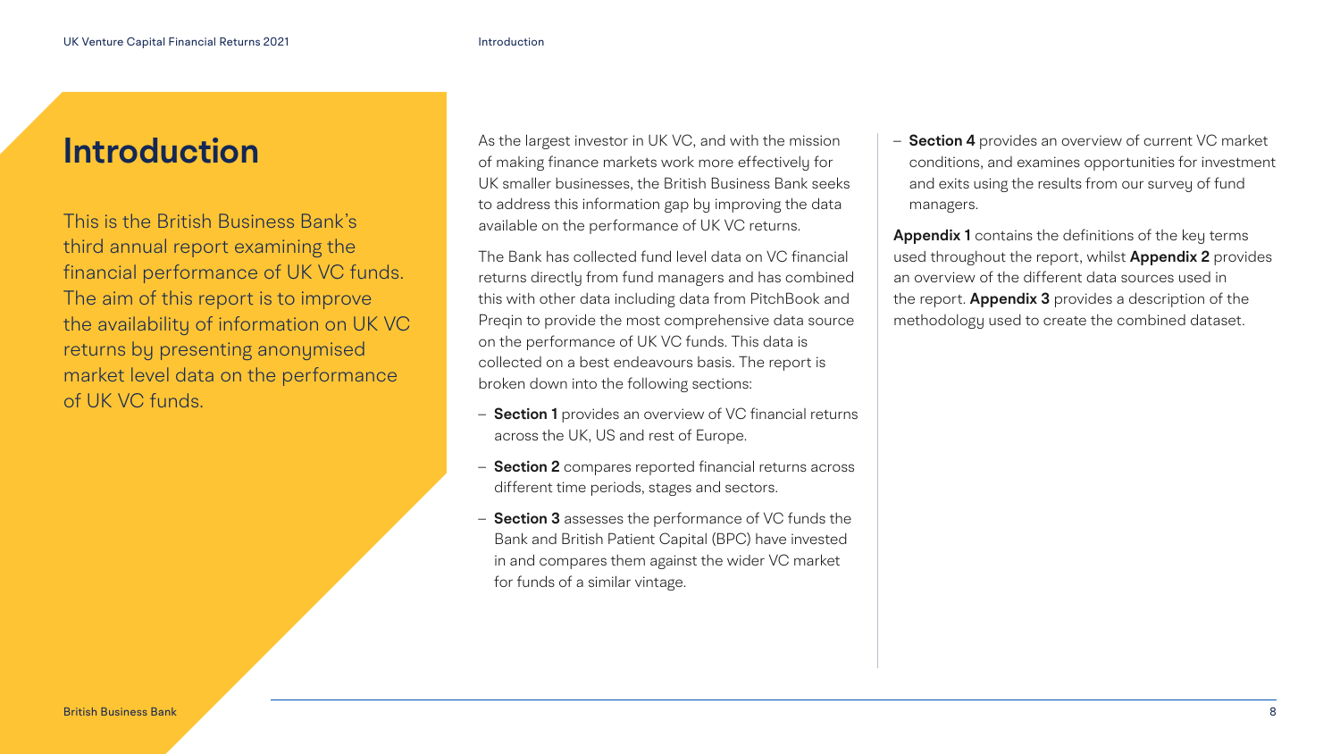# Introduction

This is the British Business Bank's third annual report examining the financial performance of UK VC funds. The aim of this report is to improve the availability of information on UK VC returns by presenting anonymised market level data on the performance of UK VC funds.

As the largest investor in UK VC, and with the mission of making finance markets work more effectively for UK smaller businesses, the British Business Bank seeks to address this information gap by improving the data available on the performance of UK VC returns.

The Bank has collected fund level data on VC financial returns directly from fund managers and has combined this with other data including data from PitchBook and Preqin to provide the most comprehensive data source on the performance of UK VC funds. This data is collected on a best endeavours basis. The report is broken down into the following sections:

- **Section 1** provides an overview of VC financial returns across the UK, US and rest of Europe.
- **Section 2** compares reported financial returns across different time periods, stages and sectors.
- **Section 3** assesses the performance of VC funds the Bank and British Patient Capital (BPC) have invested in and compares them against the wider VC market for funds of a similar vintage.
- **Section 4** provides an overview of current VC market conditions, and examines opportunities for investment and exits using the results from our survey of fund managers.

**Appendix 1** contains the definitions of the key terms used throughout the report, whilst **Appendix 2** provides an overview of the different data sources used in the report. **Appendix 3** provides a description of the methodology used to create the combined dataset.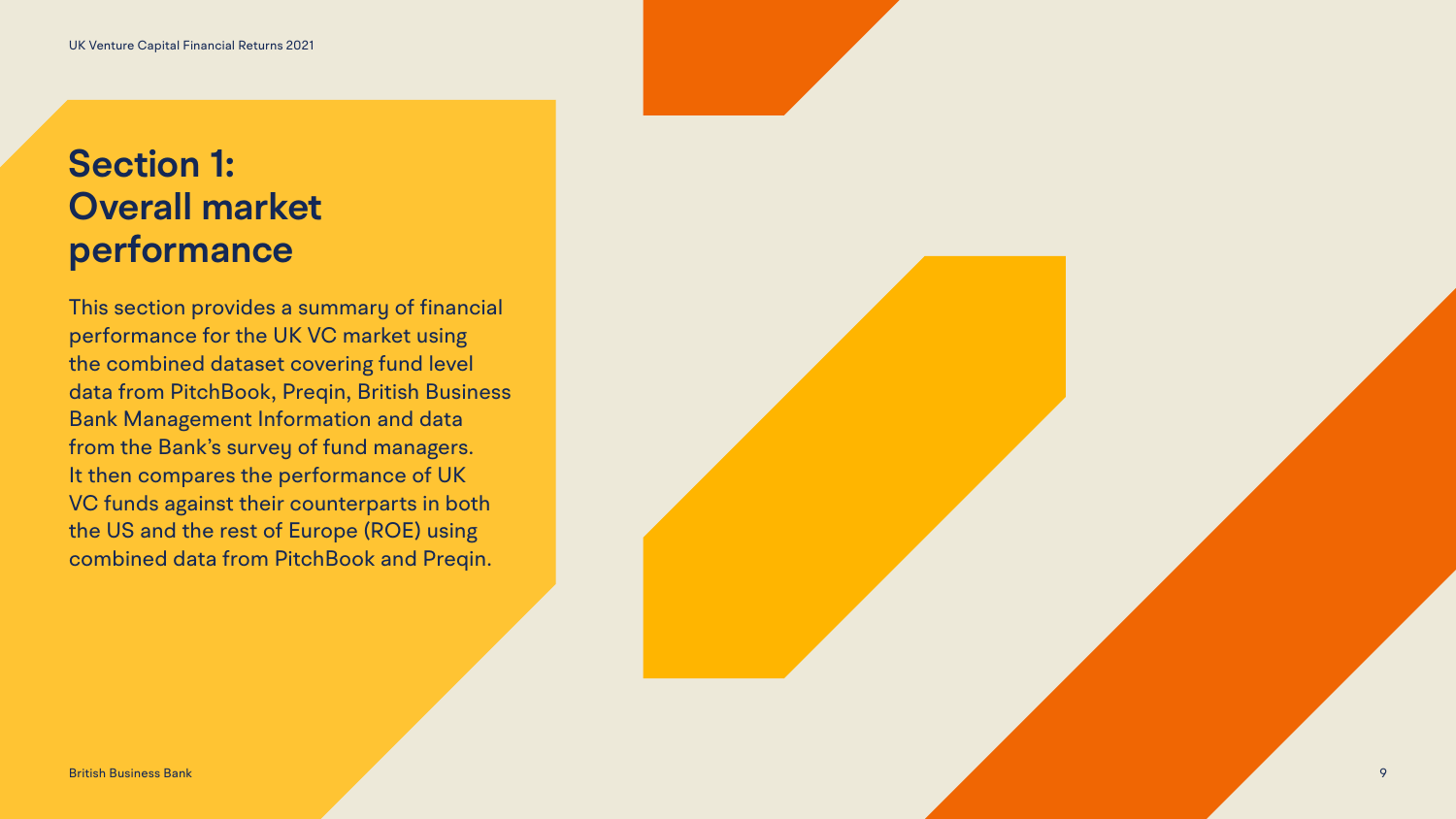# Section 1: Overall market performance

This section provides a summary of financial performance for the UK VC market using the combined dataset covering fund level data from PitchBook, Preqin, British Business Bank Management Information and data from the Bank's survey of fund managers. It then compares the performance of UK VC funds against their counterparts in both the US and the rest of Europe (ROE) using combined data from PitchBook and Preqin.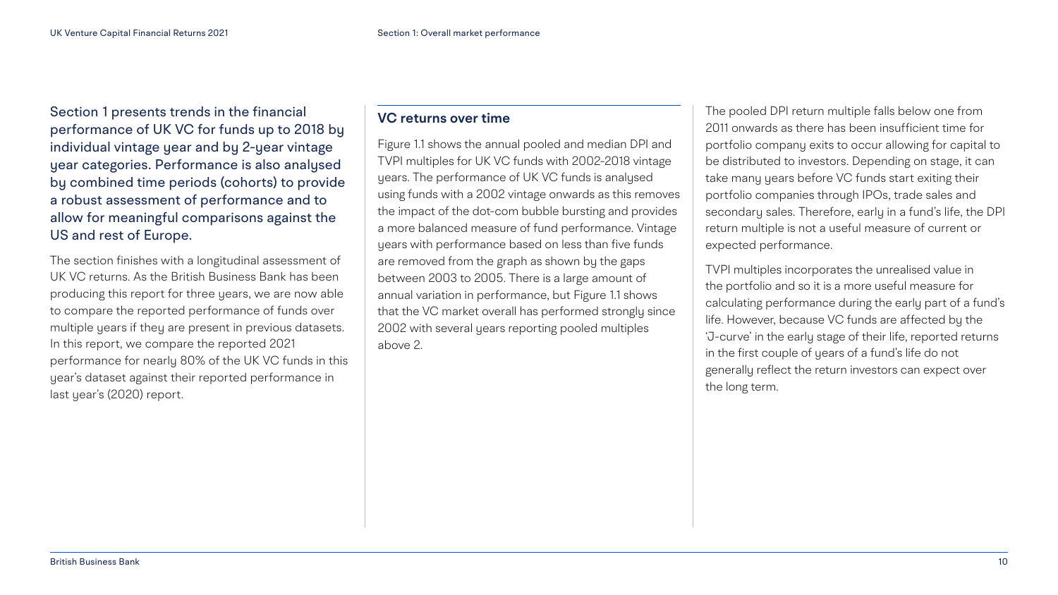Section 1 presents trends in the financial performance of UK VC for funds up to 2018 by individual vintage year and by 2-year vintage year categories. Performance is also analysed by combined time periods (cohorts) to provide a robust assessment of performance and to allow for meaningful comparisons against the US and rest of Europe.

The section finishes with a longitudinal assessment of UK VC returns. As the British Business Bank has been producing this report for three years, we are now able to compare the reported performance of funds over multiple years if they are present in previous datasets. In this report, we compare the reported 2021 performance for nearly 80% of the UK VC funds in this year's dataset against their reported performance in last year's (2020) report.

## VC returns over time

Figure 1.1 shows the annual pooled and median DPI and TVPI multiples for UK VC funds with 2002-2018 vintage years. The performance of UK VC funds is analysed using funds with a 2002 vintage onwards as this removes the impact of the dot-com bubble bursting and provides a more balanced measure of fund performance. Vintage years with performance based on less than five funds are removed from the graph as shown by the gaps between 2003 to 2005. There is a large amount of annual variation in performance, but Figure 1.1 shows that the VC market overall has performed strongly since 2002 with several years reporting pooled multiples above 2.

The pooled DPI return multiple falls below one from 2011 onwards as there has been insufficient time for portfolio company exits to occur allowing for capital to be distributed to investors. Depending on stage, it can take many years before VC funds start exiting their portfolio companies through IPOs, trade sales and secondary sales. Therefore, early in a fund's life, the DPI return multiple is not a useful measure of current or expected performance.

TVPI multiples incorporates the unrealised value in the portfolio and so it is a more useful measure for calculating performance during the early part of a fund's life. However, because VC funds are affected by the 'J-curve' in the early stage of their life, reported returns in the first couple of years of a fund's life do not generally reflect the return investors can expect over the long term.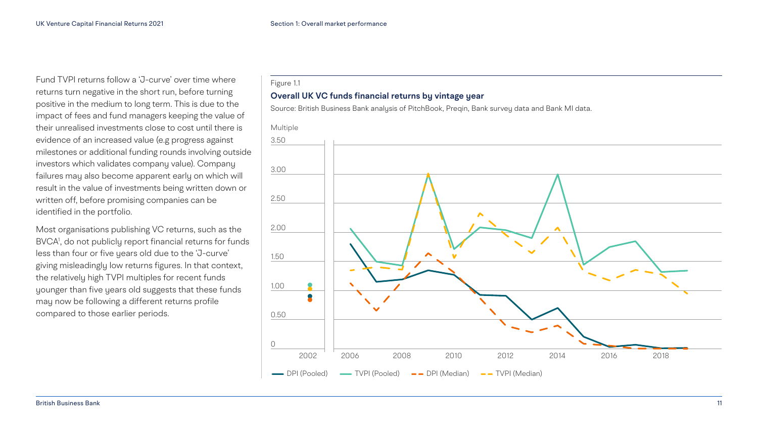Fund TVPI returns follow a 'J-curve' over time where returns turn negative in the short run, before turning positive in the medium to long term. This is due to the impact of fees and fund managers keeping the value of their unrealised investments close to cost until there is evidence of an increased value (e.g progress against milestones or additional funding rounds involving outside investors which validates company value). Company failures may also become apparent early on which will result in the value of investments being written down or written off, before promising companies can be identified in the portfolio.

Most organisations publishing VC returns, such as the BVCA[1], do not publicly report financial returns for funds less than four or five years old due to the 'J-curve' giving misleadingly low returns figures. In that context, the relatively high TVPI multiples for recent funds younger than five years old suggests that these funds may now be following a different returns profile compared to those earlier periods.

Figure 1.1

**Overall UK VC funds financial returns by vintage year**

Source: British Business Bank analysis of PitchBook, Preqin, Bank survey data and Bank MI data.

Multiple

3.50

3.00

2.50

2.00

1.50

1.00

0.50

0

2002 2006 2008 2010 2012 2014 2016 2018

DPI (Pooled) TVPI (Pooled) DPI (Median) TVPI (Median)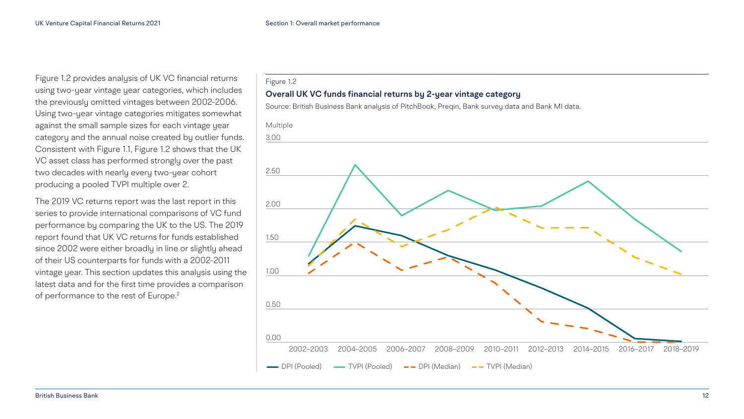Figure 1.2 provides analysis of UK VC financial returns using two-year vintage year categories, which includes the previously omitted vintages between 2002-2006. Using two-year vintage categories mitigates somewhat against the small sample sizes for each vintage year category and the annual noise created by outlier funds. Consistent with Figure 1.1, Figure 1.2 shows that the UK VC asset class has performed strongly over the past two decades with nearly every two-year cohort producing a pooled TVPI multiple over 2.

The 2019 VC returns report was the last report in this series to provide international comparisons of VC fund performance by comparing the UK to the US. The 2019 report found that UK VC returns for funds established since 2002 were either broadly in line or slightly ahead of their US counterparts for funds with a 2002-2011 vintage year. This section updates this analysis using the latest data and for the first time provides a comparison of performance to the rest of Europe.[2]

Figure 1.2

**Overall UK VC funds financial returns by 2-year vintage category**

Source: British Business Bank analysis of PitchBook, Preqin, Bank survey data and Bank MI data.

Multiple

3.00
2.50
2.00
1.50
1.00
0.50
0.00

2002–2003 2004–2005 2006–2007 2008–2009 2010–2011 2012–2013 2014–2015 2016–2017 2018–2019

DPI (Pooled) TVPI (Pooled) DPI (Median) TVPI (Median)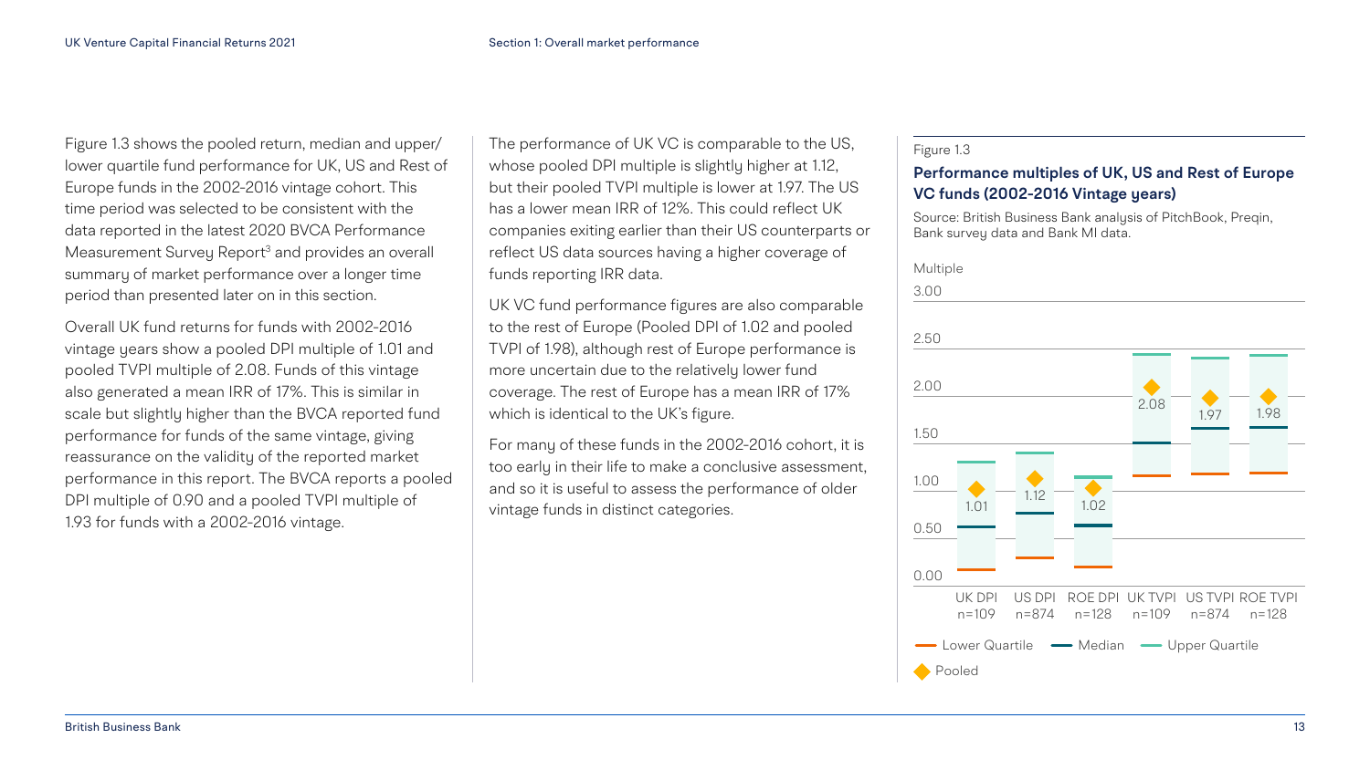Figure 1.3 shows the pooled return, median and upper/lower quartile fund performance for UK, US and Rest of Europe funds in the 2002-2016 vintage cohort. This time period was selected to be consistent with the data reported in the latest 2020 BVCA Performance Measurement Survey Report[3] and provides an overall summary of market performance over a longer time period than presented later on in this section.

Overall UK fund returns for funds with 2002-2016 vintage years show a pooled DPI multiple of 1.01 and pooled TVPI multiple of 2.08. Funds of this vintage also generated a mean IRR of 17%. This is similar in scale but slightly higher than the BVCA reported fund performance for funds of the same vintage, giving reassurance on the validity of the reported market performance in this report. The BVCA reports a pooled DPI multiple of 0.90 and a pooled TVPI multiple of 1.93 for funds with a 2002-2016 vintage.

The performance of UK VC is comparable to the US, whose pooled DPI multiple is slightly higher at 1.12, but their pooled TVPI multiple is lower at 1.97. The US has a lower mean IRR of 12%. This could reflect UK companies exiting earlier than their US counterparts or reflect US data sources having a higher coverage of funds reporting IRR data.

UK VC fund performance figures are also comparable to the rest of Europe (Pooled DPI of 1.02 and pooled TVPI of 1.98), although rest of Europe performance is more uncertain due to the relatively lower fund coverage. The rest of Europe has a mean IRR of 17% which is identical to the UK's figure.

For many of these funds in the 2002-2016 cohort, it is too early in their life to make a conclusive assessment, and so it is useful to assess the performance of older vintage funds in distinct categories.

Figure 1.3

**Performance multiples of UK, US and Rest of Europe VC funds (2002-2016 Vintage years)**

Source: British Business Bank analysis of PitchBook, Preqin, Bank survey data and Bank MI data.

| Category | n | Pooled |
|---|---|---|
| UK DPI | 109 | 1.01 |
| US DPI | 874 | 1.12 |
| ROE DPI | 128 | 1.02 |
| UK TVPI | 109 | 2.08 |
| US TVPI | 874 | 1.97 |
| ROE TVPI | 128 | 1.98 |

Legend: Lower Quartile, Median, Upper Quartile, Pooled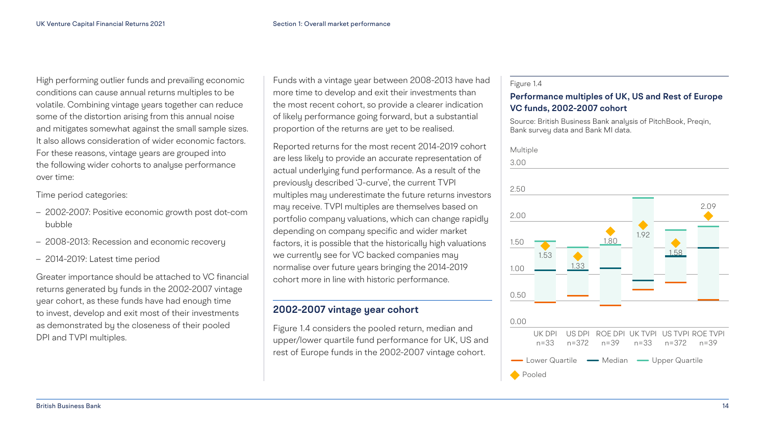High performing outlier funds and prevailing economic conditions can cause annual returns multiples to be volatile. Combining vintage years together can reduce some of the distortion arising from this annual noise and mitigates somewhat against the small sample sizes. It also allows consideration of wider economic factors. For these reasons, vintage years are grouped into the following wider cohorts to analyse performance over time:

Time period categories:

- 2002-2007: Positive economic growth post dot-com bubble
- 2008-2013: Recession and economic recovery
- 2014-2019: Latest time period

Greater importance should be attached to VC financial returns generated by funds in the 2002-2007 vintage year cohort, as these funds have had enough time to invest, develop and exit most of their investments as demonstrated by the closeness of their pooled DPI and TVPI multiples.

Funds with a vintage year between 2008-2013 have had more time to develop and exit their investments than the most recent cohort, so provide a clearer indication of likely performance going forward, but a substantial proportion of the returns are yet to be realised.

Reported returns for the most recent 2014-2019 cohort are less likely to provide an accurate representation of actual underlying fund performance. As a result of the previously described 'J-curve', the current TVPI multiples may underestimate the future returns investors may receive. TVPI multiples are themselves based on portfolio company valuations, which can change rapidly depending on company specific and wider market factors, it is possible that the historically high valuations we currently see for VC backed companies may normalise over future years bringing the 2014-2019 cohort more in line with historic performance.

## 2002-2007 vintage year cohort

Figure 1.4 considers the pooled return, median and upper/lower quartile fund performance for UK, US and rest of Europe funds in the 2002-2007 vintage year cohort.

Figure 1.4

**Performance multiples of UK, US and Rest of Europe VC funds, 2002-2007 cohort**

Source: British Business Bank analysis of PitchBook, Preqin, Bank survey data and Bank MI data.

| | UK DPI n=33 | US DPI n=372 | ROE DPI n=39 | UK TVPI n=33 | US TVPI n=372 | ROE TVPI n=39 |
|---|---|---|---|---|---|---|
| Pooled | 1.53 | 1.33 | 1.80 | 1.92 | 1.58 | 2.09 |

Multiple; Lower Quartile, Median, Upper Quartile, Pooled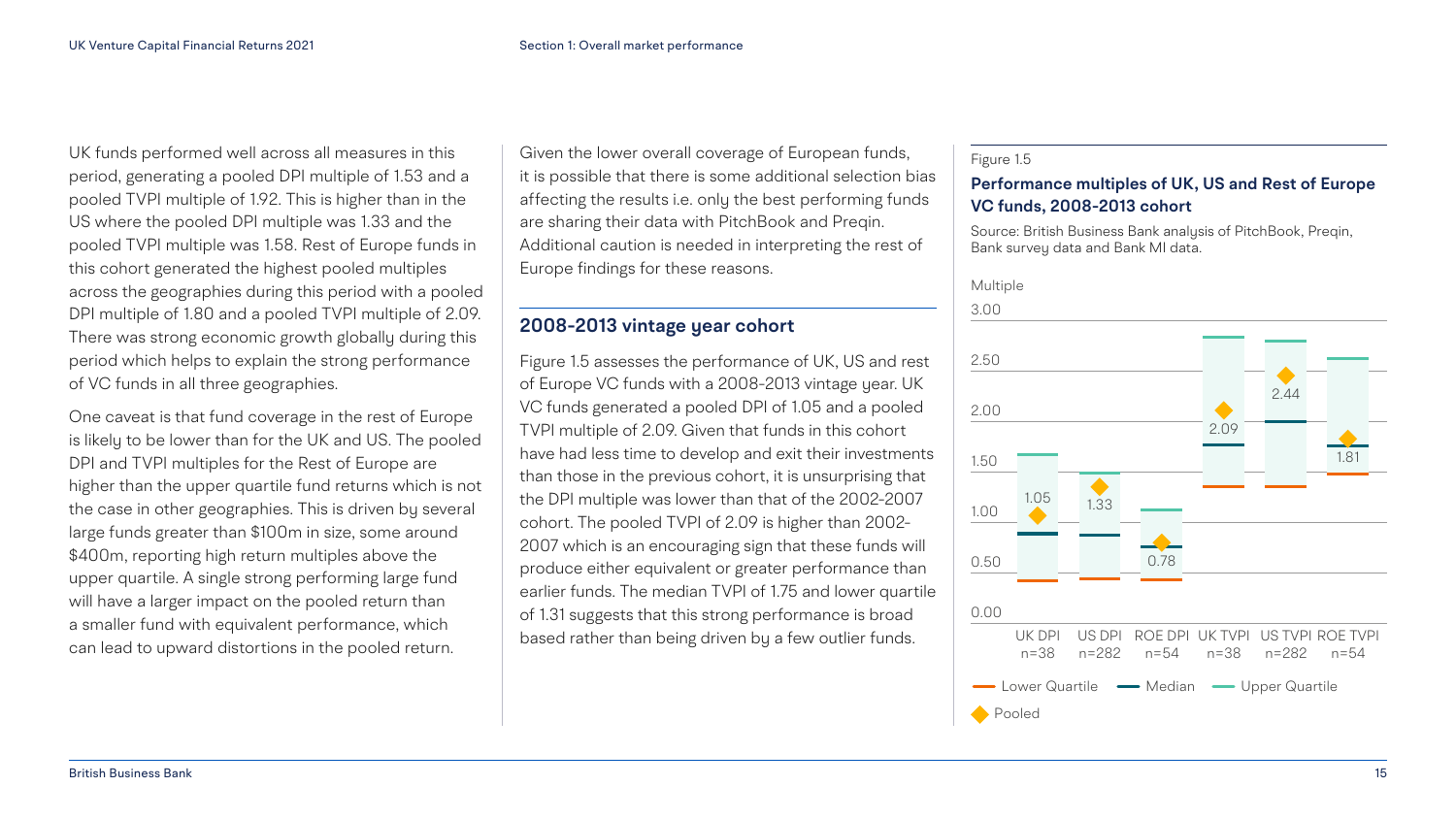UK funds performed well across all measures in this period, generating a pooled DPI multiple of 1.53 and a pooled TVPI multiple of 1.92. This is higher than in the US where the pooled DPI multiple was 1.33 and the pooled TVPI multiple was 1.58. Rest of Europe funds in this cohort generated the highest pooled multiples across the geographies during this period with a pooled DPI multiple of 1.80 and a pooled TVPI multiple of 2.09. There was strong economic growth globally during this period which helps to explain the strong performance of VC funds in all three geographies.

One caveat is that fund coverage in the rest of Europe is likely to be lower than for the UK and US. The pooled DPI and TVPI multiples for the Rest of Europe are higher than the upper quartile fund returns which is not the case in other geographies. This is driven by several large funds greater than $100m in size, some around $400m, reporting high return multiples above the upper quartile. A single strong performing large fund will have a larger impact on the pooled return than a smaller fund with equivalent performance, which can lead to upward distortions in the pooled return.

Given the lower overall coverage of European funds, it is possible that there is some additional selection bias affecting the results i.e. only the best performing funds are sharing their data with PitchBook and Preqin. Additional caution is needed in interpreting the rest of Europe findings for these reasons.

## 2008-2013 vintage year cohort

Figure 1.5 assesses the performance of UK, US and rest of Europe VC funds with a 2008-2013 vintage year. UK VC funds generated a pooled DPI of 1.05 and a pooled TVPI multiple of 2.09. Given that funds in this cohort have had less time to develop and exit their investments than those in the previous cohort, it is unsurprising that the DPI multiple was lower than that of the 2002-2007 cohort. The pooled TVPI of 2.09 is higher than 2002-2007 which is an encouraging sign that these funds will produce either equivalent or greater performance than earlier funds. The median TVPI of 1.75 and lower quartile of 1.31 suggests that this strong performance is broad based rather than being driven by a few outlier funds.

Figure 1.5

**Performance multiples of UK, US and Rest of Europe VC funds, 2008-2013 cohort**

Source: British Business Bank analysis of PitchBook, Preqin, Bank survey data and Bank MI data.

| Multiple | UK DPI n=38 | US DPI n=282 | ROE DPI n=54 | UK TVPI n=38 | US TVPI n=282 | ROE TVPI n=54 |
|---|---|---|---|---|---|---|
| Pooled | 1.05 | 1.33 | 0.78 | 2.09 | 2.44 | 1.81 |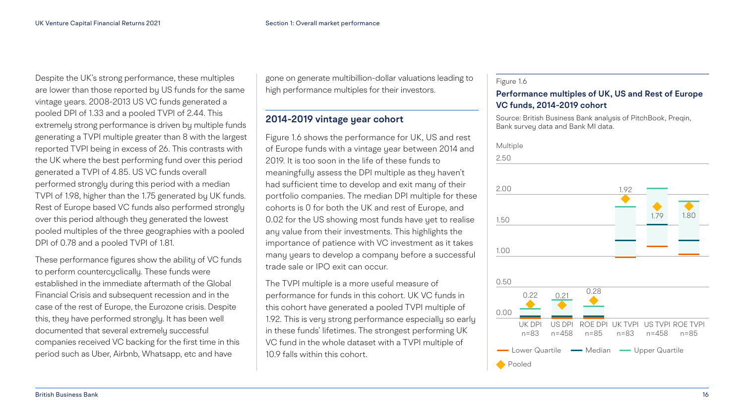Despite the UK's strong performance, these multiples are lower than those reported by US funds for the same vintage years. 2008-2013 US VC funds generated a pooled DPI of 1.33 and a pooled TVPI of 2.44. This extremely strong performance is driven by multiple funds generating a TVPI multiple greater than 8 with the largest reported TVPI being in excess of 26. This contrasts with the UK where the best performing fund over this period generated a TVPI of 4.85. US VC funds overall performed strongly during this period with a median TVPI of 1.98, higher than the 1.75 generated by UK funds. Rest of Europe based VC funds also performed strongly over this period although they generated the lowest pooled multiples of the three geographies with a pooled DPI of 0.78 and a pooled TVPI of 1.81.

These performance figures show the ability of VC funds to perform countercyclically. These funds were established in the immediate aftermath of the Global Financial Crisis and subsequent recession and in the case of the rest of Europe, the Eurozone crisis. Despite this, they have performed strongly. It has been well documented that several extremely successful companies received VC backing for the first time in this period such as Uber, Airbnb, Whatsapp, etc and have gone on generate multibillion-dollar valuations leading to high performance multiples for their investors.

## 2014-2019 vintage year cohort

Figure 1.6 shows the performance for UK, US and rest of Europe funds with a vintage year between 2014 and 2019. It is too soon in the life of these funds to meaningfully assess the DPI multiple as they haven't had sufficient time to develop and exit many of their portfolio companies. The median DPI multiple for these cohorts is 0 for both the UK and rest of Europe, and 0.02 for the US showing most funds have yet to realise any value from their investments. This highlights the importance of patience with VC investment as it takes many years to develop a company before a successful trade sale or IPO exit can occur.

The TVPI multiple is a more useful measure of performance for funds in this cohort. UK VC funds in this cohort have generated a pooled TVPI multiple of 1.92. This is very strong performance especially so early in these funds' lifetimes. The strongest performing UK VC fund in the whole dataset with a TVPI multiple of 10.9 falls within this cohort.

Figure 1.6

**Performance multiples of UK, US and Rest of Europe VC funds, 2014-2019 cohort**

Source: British Business Bank analysis of PitchBook, Preqin, Bank survey data and Bank MI data.

| | UK DPI n=83 | US DPI n=458 | ROE DPI n=85 | UK TVPI n=83 | US TVPI n=458 | ROE TVPI n=85 |
|---|---|---|---|---|---|---|
| Pooled | 0.22 | 0.21 | 0.28 | 1.92 | 1.79 | 1.80 |

Multiple (axis 0.00–2.50). Legend: Lower Quartile, Median, Upper Quartile, Pooled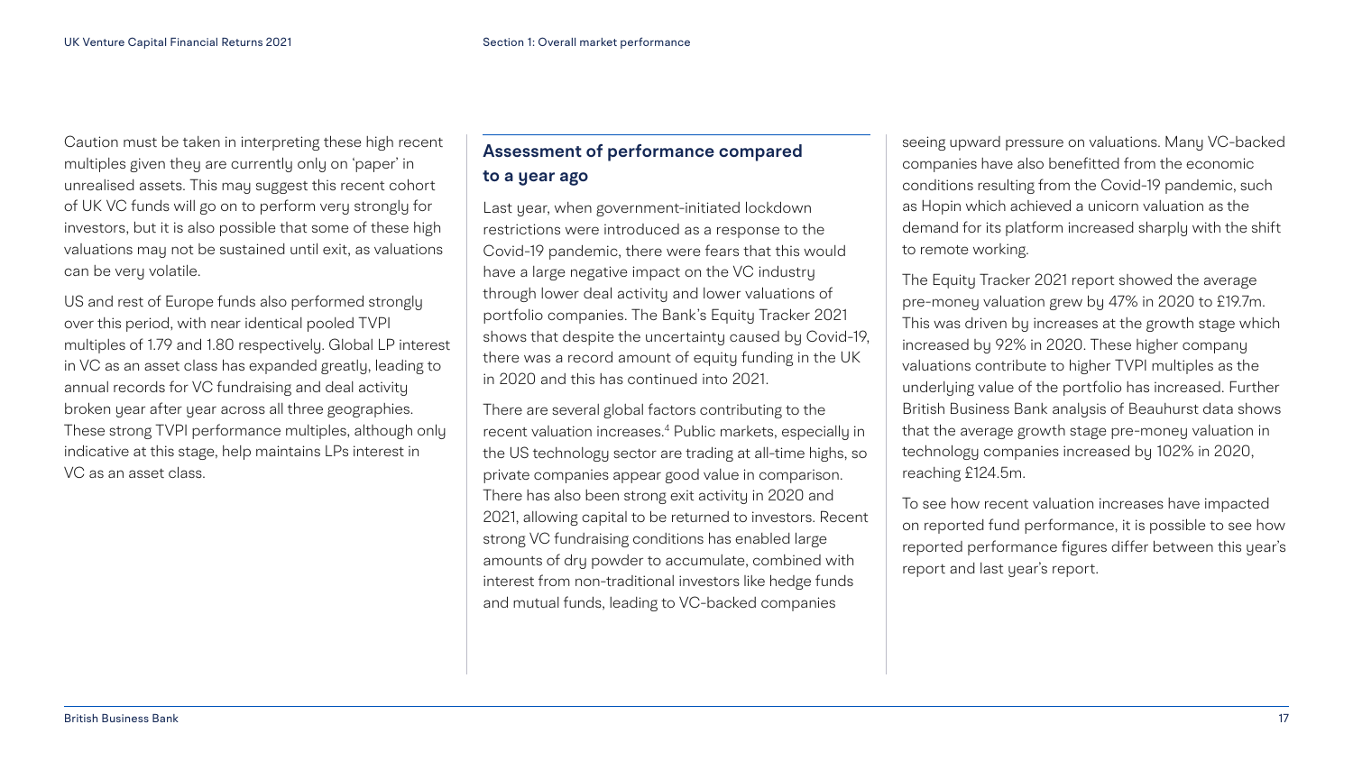Caution must be taken in interpreting these high recent multiples given they are currently only on 'paper' in unrealised assets. This may suggest this recent cohort of UK VC funds will go on to perform very strongly for investors, but it is also possible that some of these high valuations may not be sustained until exit, as valuations can be very volatile.

US and rest of Europe funds also performed strongly over this period, with near identical pooled TVPI multiples of 1.79 and 1.80 respectively. Global LP interest in VC as an asset class has expanded greatly, leading to annual records for VC fundraising and deal activity broken year after year across all three geographies. These strong TVPI performance multiples, although only indicative at this stage, help maintains LPs interest in VC as an asset class.

## Assessment of performance compared to a year ago

Last year, when government-initiated lockdown restrictions were introduced as a response to the Covid-19 pandemic, there were fears that this would have a large negative impact on the VC industry through lower deal activity and lower valuations of portfolio companies. The Bank's Equity Tracker 2021 shows that despite the uncertainty caused by Covid-19, there was a record amount of equity funding in the UK in 2020 and this has continued into 2021.

There are several global factors contributing to the recent valuation increases.[4] Public markets, especially in the US technology sector are trading at all-time highs, so private companies appear good value in comparison. There has also been strong exit activity in 2020 and 2021, allowing capital to be returned to investors. Recent strong VC fundraising conditions has enabled large amounts of dry powder to accumulate, combined with interest from non-traditional investors like hedge funds and mutual funds, leading to VC-backed companies seeing upward pressure on valuations. Many VC-backed companies have also benefitted from the economic conditions resulting from the Covid-19 pandemic, such as Hopin which achieved a unicorn valuation as the demand for its platform increased sharply with the shift to remote working.

The Equity Tracker 2021 report showed the average pre-money valuation grew by 47% in 2020 to £19.7m. This was driven by increases at the growth stage which increased by 92% in 2020. These higher company valuations contribute to higher TVPI multiples as the underlying value of the portfolio has increased. Further British Business Bank analysis of Beauhurst data shows that the average growth stage pre-money valuation in technology companies increased by 102% in 2020, reaching £124.5m.

To see how recent valuation increases have impacted on reported fund performance, it is possible to see how reported performance figures differ between this year's report and last year's report.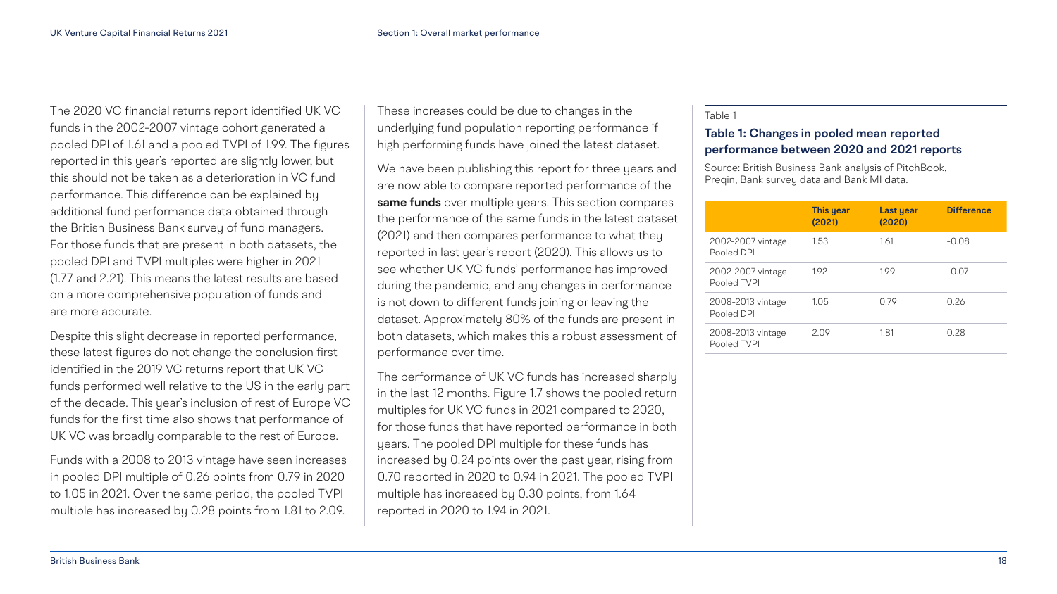The 2020 VC financial returns report identified UK VC funds in the 2002-2007 vintage cohort generated a pooled DPI of 1.61 and a pooled TVPI of 1.99. The figures reported in this year's reported are slightly lower, but this should not be taken as a deterioration in VC fund performance. This difference can be explained by additional fund performance data obtained through the British Business Bank survey of fund managers. For those funds that are present in both datasets, the pooled DPI and TVPI multiples were higher in 2021 (1.77 and 2.21). This means the latest results are based on a more comprehensive population of funds and are more accurate.

Despite this slight decrease in reported performance, these latest figures do not change the conclusion first identified in the 2019 VC returns report that UK VC funds performed well relative to the US in the early part of the decade. This year's inclusion of rest of Europe VC funds for the first time also shows that performance of UK VC was broadly comparable to the rest of Europe.

Funds with a 2008 to 2013 vintage have seen increases in pooled DPI multiple of 0.26 points from 0.79 in 2020 to 1.05 in 2021. Over the same period, the pooled TVPI multiple has increased by 0.28 points from 1.81 to 2.09.

These increases could be due to changes in the underlying fund population reporting performance if high performing funds have joined the latest dataset.

We have been publishing this report for three years and are now able to compare reported performance of the **same funds** over multiple years. This section compares the performance of the same funds in the latest dataset (2021) and then compares performance to what they reported in last year's report (2020). This allows us to see whether UK VC funds' performance has improved during the pandemic, and any changes in performance is not down to different funds joining or leaving the dataset. Approximately 80% of the funds are present in both datasets, which makes this a robust assessment of performance over time.

The performance of UK VC funds has increased sharply in the last 12 months. Figure 1.7 shows the pooled return multiples for UK VC funds in 2021 compared to 2020, for those funds that have reported performance in both years. The pooled DPI multiple for these funds has increased by 0.24 points over the past year, rising from 0.70 reported in 2020 to 0.94 in 2021. The pooled TVPI multiple has increased by 0.30 points, from 1.64 reported in 2020 to 1.94 in 2021.

Table 1

### Table 1: Changes in pooled mean reported performance between 2020 and 2021 reports

Source: British Business Bank analysis of PitchBook, Preqin, Bank survey data and Bank MI data.

| | This year (2021) | Last year (2020) | Difference |
|---|---|---|---|
| 2002-2007 vintage Pooled DPI | 1.53 | 1.61 | -0.08 |
| 2002-2007 vintage Pooled TVPI | 1.92 | 1.99 | -0.07 |
| 2008-2013 vintage Pooled DPI | 1.05 | 0.79 | 0.26 |
| 2008-2013 vintage Pooled TVPI | 2.09 | 1.81 | 0.28 |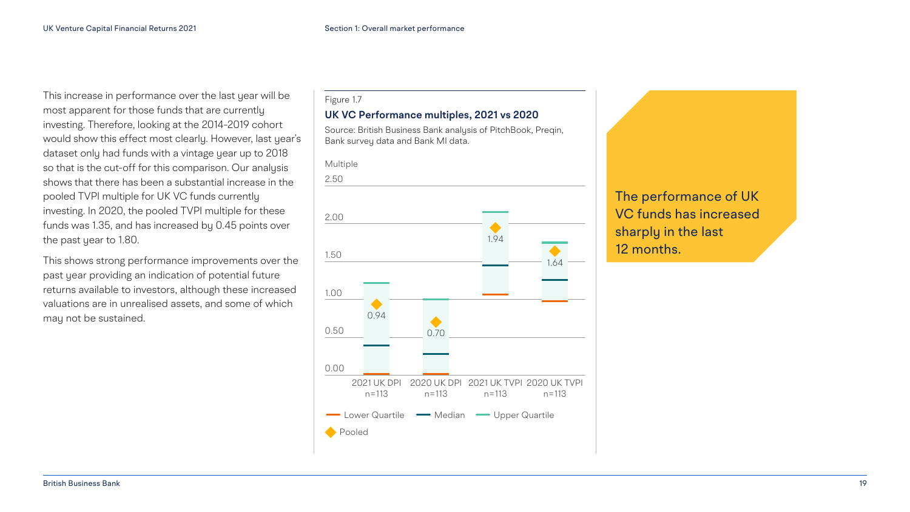This increase in performance over the last year will be most apparent for those funds that are currently investing. Therefore, looking at the 2014-2019 cohort would show this effect most clearly. However, last year's dataset only had funds with a vintage year up to 2018 so that is the cut-off for this comparison. Our analysis shows that there has been a substantial increase in the pooled TVPI multiple for UK VC funds currently investing. In 2020, the pooled TVPI multiple for these funds was 1.35, and has increased by 0.45 points over the past year to 1.80.

This shows strong performance improvements over the past year providing an indication of potential future returns available to investors, although these increased valuations are in unrealised assets, and some of which may not be sustained.

Figure 1.7

**UK VC Performance multiples, 2021 vs 2020**

Source: British Business Bank analysis of PitchBook, Preqin, Bank survey data and Bank MI data.

| | 2021 UK DPI n=113 | 2020 UK DPI n=113 | 2021 UK TVPI n=113 | 2020 UK TVPI n=113 |
|---|---|---|---|---|
| Pooled | 0.94 | 0.70 | 1.94 | 1.64 |

Legend: Lower Quartile, Median, Upper Quartile, Pooled

The performance of UK VC funds has increased sharply in the last 12 months.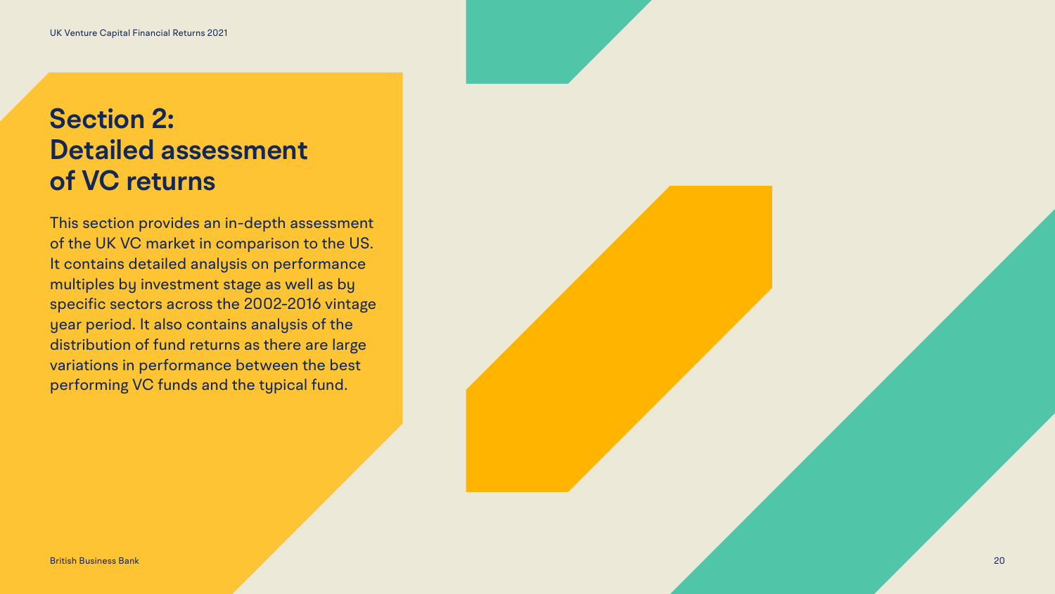# Section 2: Detailed assessment of VC returns

This section provides an in-depth assessment of the UK VC market in comparison to the US. It contains detailed analysis on performance multiples by investment stage as well as by specific sectors across the 2002-2016 vintage year period. It also contains analysis of the distribution of fund returns as there are large variations in performance between the best performing VC funds and the typical fund.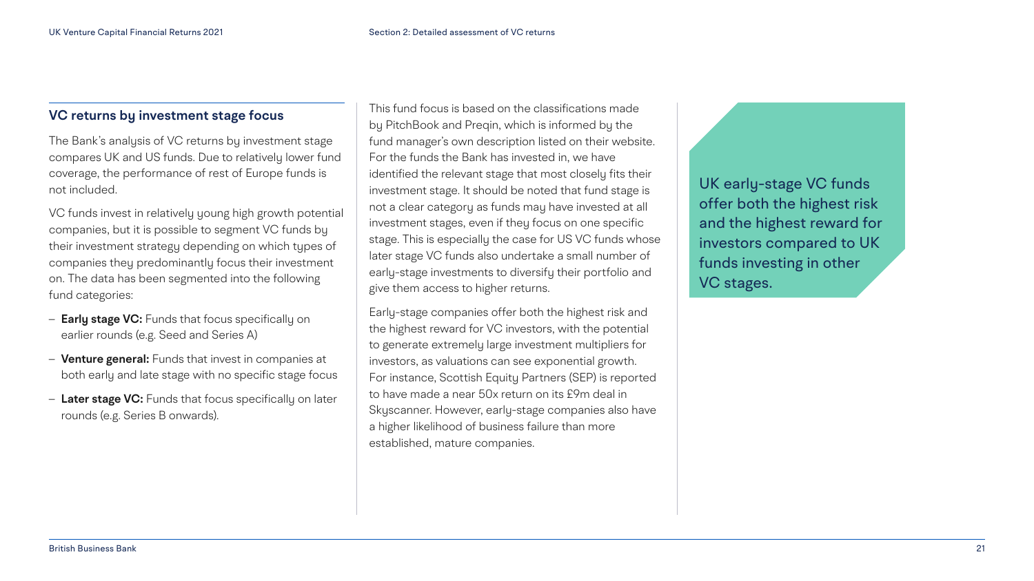## VC returns by investment stage focus

The Bank's analysis of VC returns by investment stage compares UK and US funds. Due to relatively lower fund coverage, the performance of rest of Europe funds is not included.

VC funds invest in relatively young high growth potential companies, but it is possible to segment VC funds by their investment strategy depending on which types of companies they predominantly focus their investment on. The data has been segmented into the following fund categories:

- **Early stage VC:** Funds that focus specifically on earlier rounds (e.g. Seed and Series A)
- **Venture general:** Funds that invest in companies at both early and late stage with no specific stage focus
- **Later stage VC:** Funds that focus specifically on later rounds (e.g. Series B onwards).

This fund focus is based on the classifications made by PitchBook and Preqin, which is informed by the fund manager's own description listed on their website. For the funds the Bank has invested in, we have identified the relevant stage that most closely fits their investment stage. It should be noted that fund stage is not a clear category as funds may have invested at all investment stages, even if they focus on one specific stage. This is especially the case for US VC funds whose later stage VC funds also undertake a small number of early-stage investments to diversify their portfolio and give them access to higher returns.

Early-stage companies offer both the highest risk and the highest reward for VC investors, with the potential to generate extremely large investment multipliers for investors, as valuations can see exponential growth. For instance, Scottish Equity Partners (SEP) is reported to have made a near 50x return on its £9m deal in Skyscanner. However, early-stage companies also have a higher likelihood of business failure than more established, mature companies.

UK early-stage VC funds offer both the highest risk and the highest reward for investors compared to UK funds investing in other VC stages.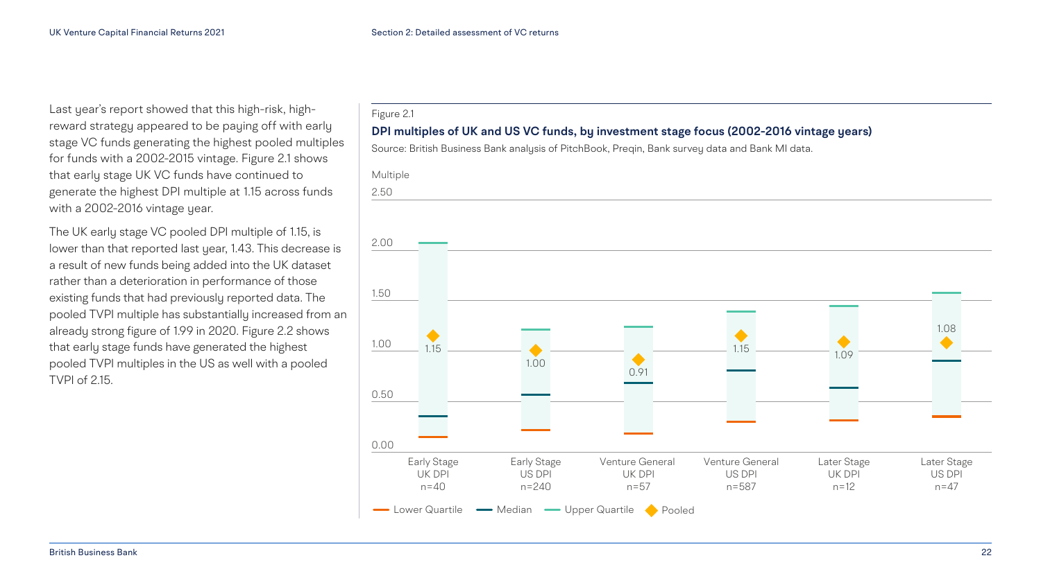Last year's report showed that this high-risk, high-reward strategy appeared to be paying off with early stage VC funds generating the highest pooled multiples for funds with a 2002-2015 vintage. Figure 2.1 shows that early stage UK VC funds have continued to generate the highest DPI multiple at 1.15 across funds with a 2002-2016 vintage year.

The UK early stage VC pooled DPI multiple of 1.15, is lower than that reported last year, 1.43. This decrease is a result of new funds being added into the UK dataset rather than a deterioration in performance of those existing funds that had previously reported data. The pooled TVPI multiple has substantially increased from an already strong figure of 1.99 in 2020. Figure 2.2 shows that early stage funds have generated the highest pooled TVPI multiples in the US as well with a pooled TVPI of 2.15.

Figure 2.1

**DPI multiples of UK and US VC funds, by investment stage focus (2002-2016 vintage years)**

Source: British Business Bank analysis of PitchBook, Preqin, Bank survey data and Bank MI data.

| Category | n | Pooled |
|---|---|---|
| Early Stage UK DPI | n=40 | 1.15 |
| Early Stage US DPI | n=240 | 1.00 |
| Venture General UK DPI | n=57 | 0.91 |
| Venture General US DPI | n=587 | 1.15 |
| Later Stage UK DPI | n=12 | 1.09 |
| Later Stage US DPI | n=47 | 1.08 |

Legend: Lower Quartile, Median, Upper Quartile, Pooled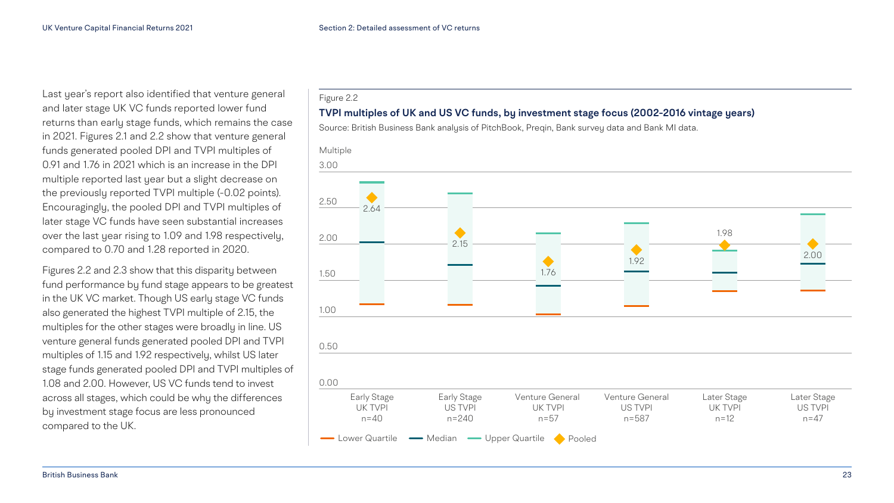Last year's report also identified that venture general and later stage UK VC funds reported lower fund returns than early stage funds, which remains the case in 2021. Figures 2.1 and 2.2 show that venture general funds generated pooled DPI and TVPI multiples of 0.91 and 1.76 in 2021 which is an increase in the DPI multiple reported last year but a slight decrease on the previously reported TVPI multiple (-0.02 points). Encouragingly, the pooled DPI and TVPI multiples of later stage VC funds have seen substantial increases over the last year rising to 1.09 and 1.98 respectively, compared to 0.70 and 1.28 reported in 2020.

Figures 2.2 and 2.3 show that this disparity between fund performance by fund stage appears to be greatest in the UK VC market. Though US early stage VC funds also generated the highest TVPI multiple of 2.15, the multiples for the other stages were broadly in line. US venture general funds generated pooled DPI and TVPI multiples of 1.15 and 1.92 respectively, whilst US later stage funds generated pooled DPI and TVPI multiples of 1.08 and 2.00. However, US VC funds tend to invest across all stages, which could be why the differences by investment stage focus are less pronounced compared to the UK.

Figure 2.2

**TVPI multiples of UK and US VC funds, by investment stage focus (2002-2016 vintage years)**

Source: British Business Bank analysis of PitchBook, Preqin, Bank survey data and Bank MI data.

| Fund category | n | Pooled TVPI |
|---|---|---|
| Early Stage UK TVPI | n=40 | 2.64 |
| Early Stage US TVPI | n=240 | 2.15 |
| Venture General UK TVPI | n=57 | 1.76 |
| Venture General US TVPI | n=587 | 1.92 |
| Later Stage UK TVPI | n=12 | 1.98 |
| Later Stage US TVPI | n=47 | 2.00 |

Legend: Lower Quartile, Median, Upper Quartile, Pooled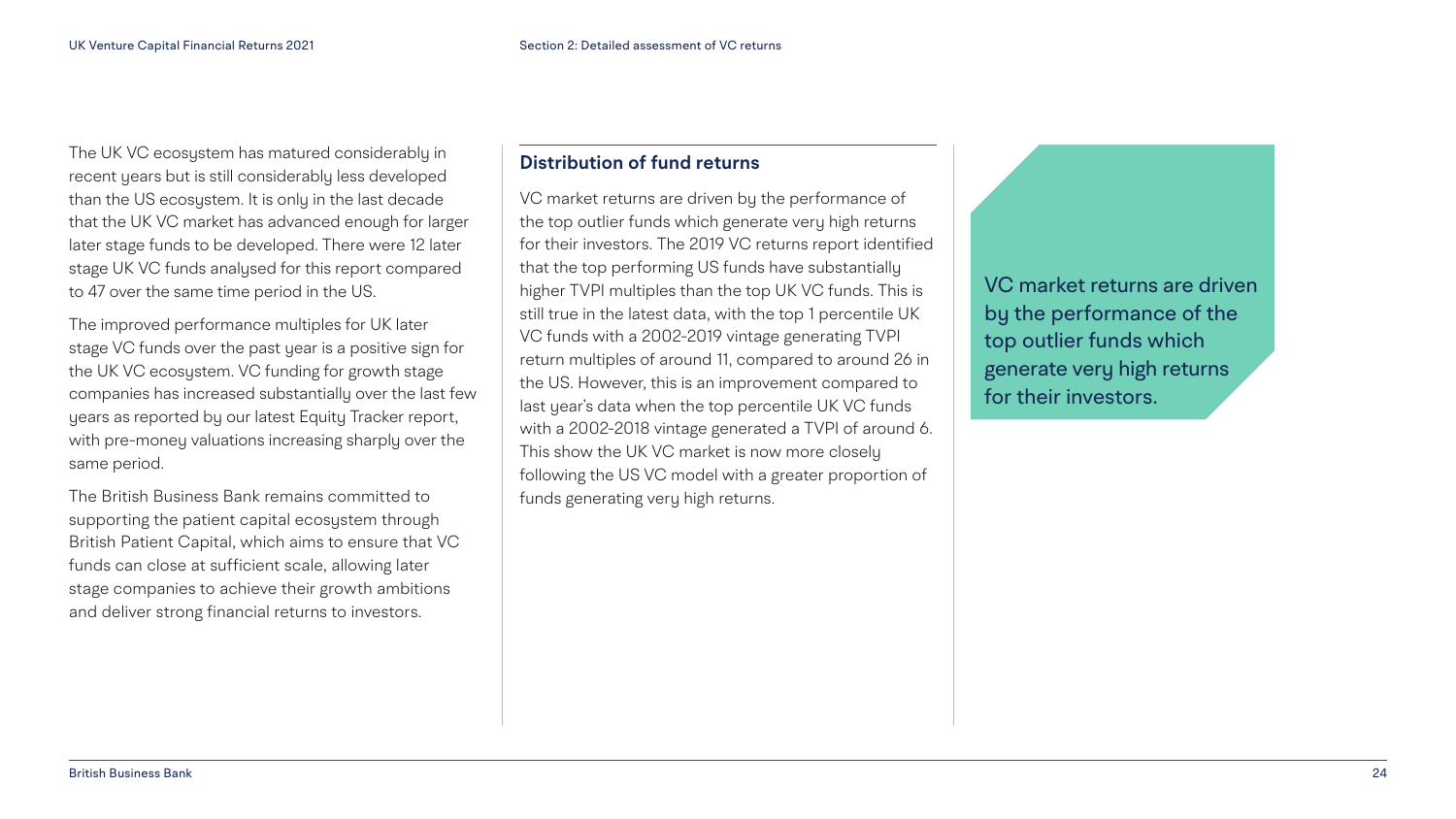The UK VC ecosystem has matured considerably in recent years but is still considerably less developed than the US ecosystem. It is only in the last decade that the UK VC market has advanced enough for larger later stage funds to be developed. There were 12 later stage UK VC funds analysed for this report compared to 47 over the same time period in the US.

The improved performance multiples for UK later stage VC funds over the past year is a positive sign for the UK VC ecosystem. VC funding for growth stage companies has increased substantially over the last few years as reported by our latest Equity Tracker report, with pre-money valuations increasing sharply over the same period.

The British Business Bank remains committed to supporting the patient capital ecosystem through British Patient Capital, which aims to ensure that VC funds can close at sufficient scale, allowing later stage companies to achieve their growth ambitions and deliver strong financial returns to investors.

## Distribution of fund returns

VC market returns are driven by the performance of the top outlier funds which generate very high returns for their investors. The 2019 VC returns report identified that the top performing US funds have substantially higher TVPI multiples than the top UK VC funds. This is still true in the latest data, with the top 1 percentile UK VC funds with a 2002-2019 vintage generating TVPI return multiples of around 11, compared to around 26 in the US. However, this is an improvement compared to last year's data when the top percentile UK VC funds with a 2002-2018 vintage generated a TVPI of around 6. This show the UK VC market is now more closely following the US VC model with a greater proportion of funds generating very high returns.

> VC market returns are driven by the performance of the top outlier funds which generate very high returns for their investors.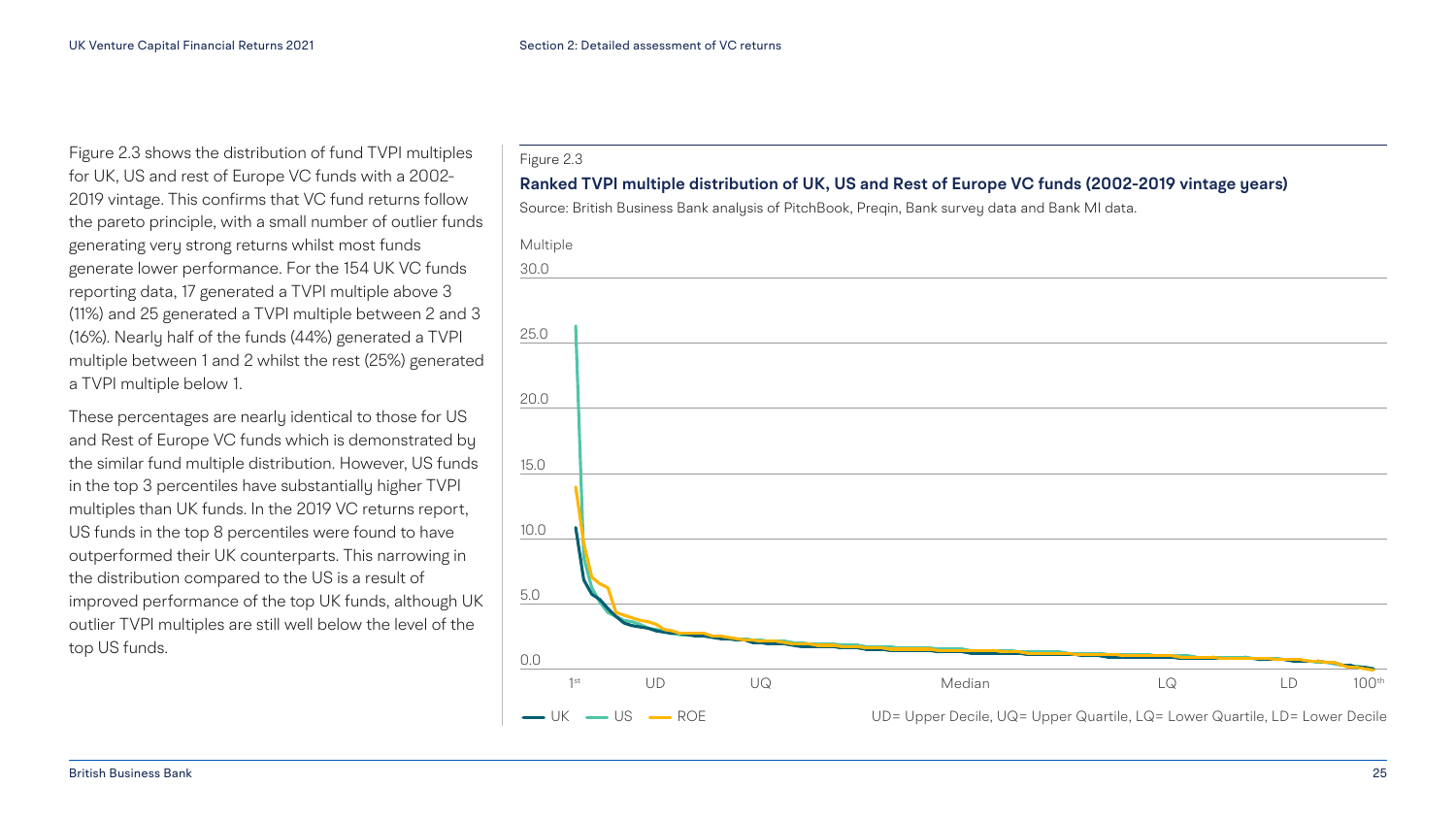Figure 2.3 shows the distribution of fund TVPI multiples for UK, US and rest of Europe VC funds with a 2002-2019 vintage. This confirms that VC fund returns follow the pareto principle, with a small number of outlier funds generating very strong returns whilst most funds generate lower performance. For the 154 UK VC funds reporting data, 17 generated a TVPI multiple above 3 (11%) and 25 generated a TVPI multiple between 2 and 3 (16%). Nearly half of the funds (44%) generated a TVPI multiple between 1 and 2 whilst the rest (25%) generated a TVPI multiple below 1.

These percentages are nearly identical to those for US and Rest of Europe VC funds which is demonstrated by the similar fund multiple distribution. However, US funds in the top 3 percentiles have substantially higher TVPI multiples than UK funds. In the 2019 VC returns report, US funds in the top 8 percentiles were found to have outperformed their UK counterparts. This narrowing in the distribution compared to the US is a result of improved performance of the top UK funds, although UK outlier TVPI multiples are still well below the level of the top US funds.

Figure 2.3

**Ranked TVPI multiple distribution of UK, US and Rest of Europe VC funds (2002-2019 vintage years)**

Source: British Business Bank analysis of PitchBook, Preqin, Bank survey data and Bank MI data.

UD= Upper Decile, UQ= Upper Quartile, LQ= Lower Quartile, LD= Lower Decile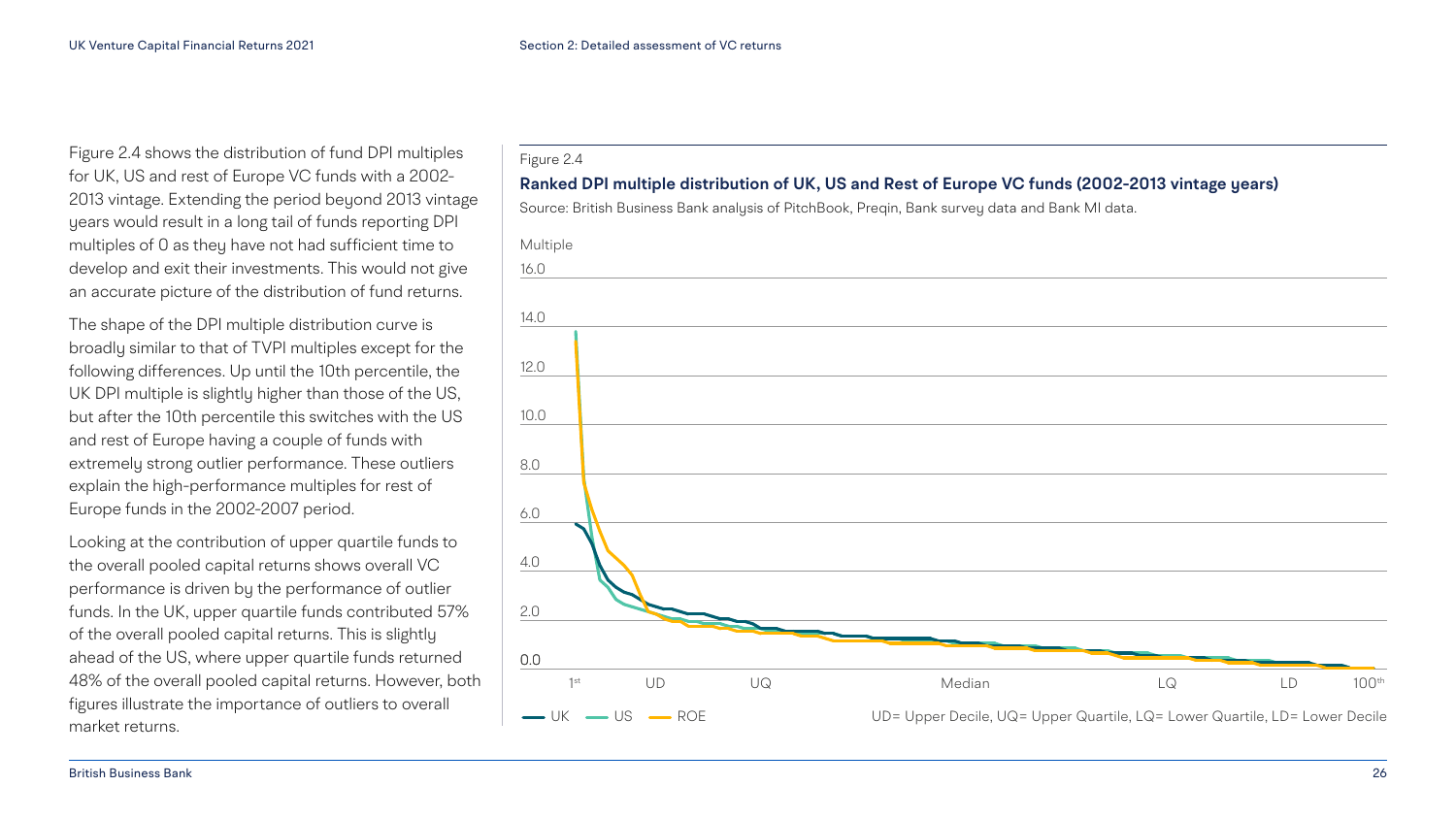Figure 2.4 shows the distribution of fund DPI multiples for UK, US and rest of Europe VC funds with a 2002-2013 vintage. Extending the period beyond 2013 vintage years would result in a long tail of funds reporting DPI multiples of 0 as they have not had sufficient time to develop and exit their investments. This would not give an accurate picture of the distribution of fund returns.

The shape of the DPI multiple distribution curve is broadly similar to that of TVPI multiples except for the following differences. Up until the 10th percentile, the UK DPI multiple is slightly higher than those of the US, but after the 10th percentile this switches with the US and rest of Europe having a couple of funds with extremely strong outlier performance. These outliers explain the high-performance multiples for rest of Europe funds in the 2002-2007 period.

Looking at the contribution of upper quartile funds to the overall pooled capital returns shows overall VC performance is driven by the performance of outlier funds. In the UK, upper quartile funds contributed 57% of the overall pooled capital returns. This is slightly ahead of the US, where upper quartile funds returned 48% of the overall pooled capital returns. However, both figures illustrate the importance of outliers to overall market returns.

Figure 2.4

**Ranked DPI multiple distribution of UK, US and Rest of Europe VC funds (2002-2013 vintage years)**

Source: British Business Bank analysis of PitchBook, Preqin, Bank survey data and Bank MI data.

Multiple: 0.0, 2.0, 4.0, 6.0, 8.0, 10.0, 12.0, 14.0, 16.0

1st, UD, UQ, Median, LQ, LD, 100th

UK — US — ROE

UD= Upper Decile, UQ= Upper Quartile, LQ= Lower Quartile, LD= Lower Decile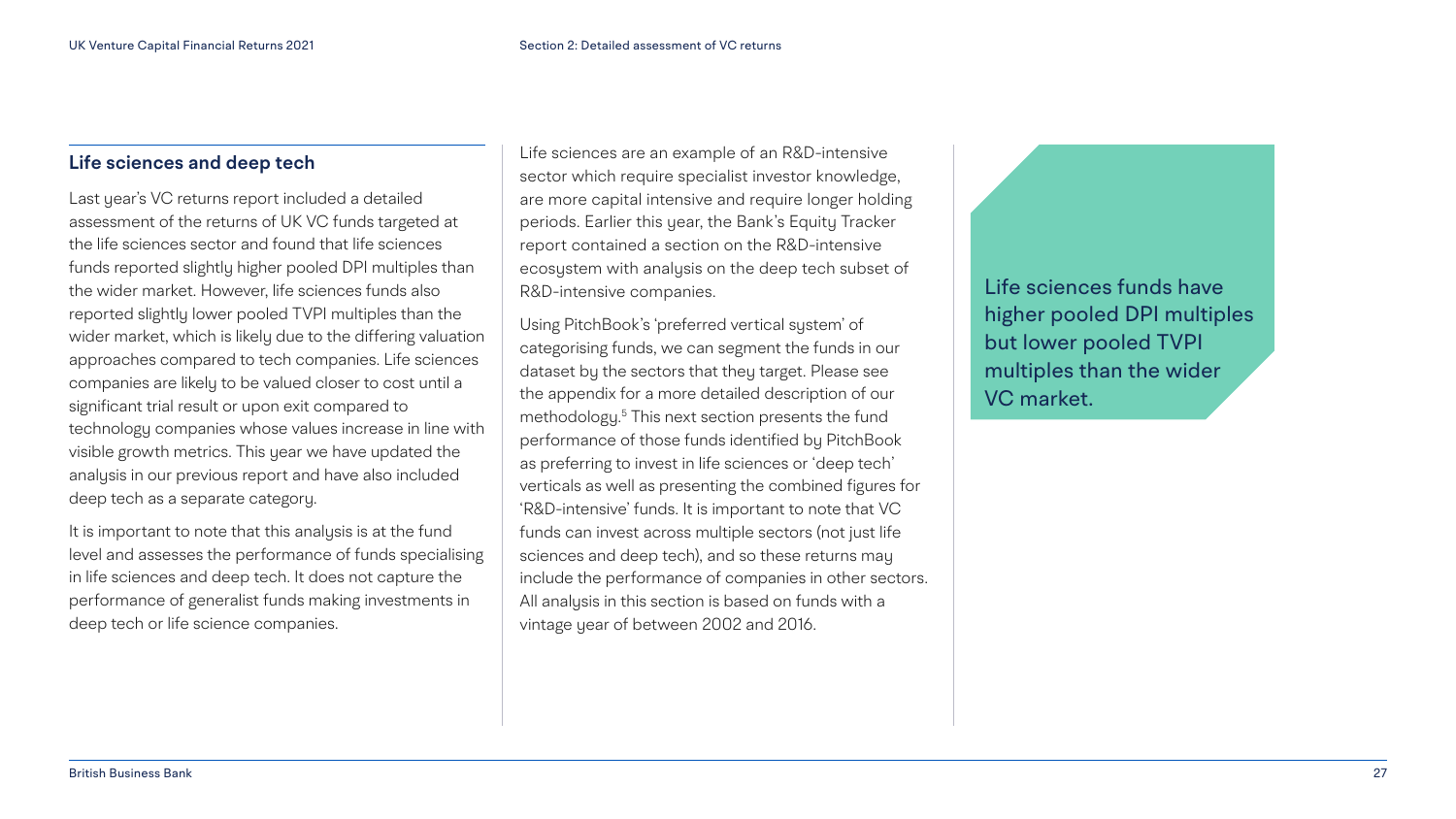## Life sciences and deep tech

Last year's VC returns report included a detailed assessment of the returns of UK VC funds targeted at the life sciences sector and found that life sciences funds reported slightly higher pooled DPI multiples than the wider market. However, life sciences funds also reported slightly lower pooled TVPI multiples than the wider market, which is likely due to the differing valuation approaches compared to tech companies. Life sciences companies are likely to be valued closer to cost until a significant trial result or upon exit compared to technology companies whose values increase in line with visible growth metrics. This year we have updated the analysis in our previous report and have also included deep tech as a separate category.

It is important to note that this analysis is at the fund level and assesses the performance of funds specialising in life sciences and deep tech. It does not capture the performance of generalist funds making investments in deep tech or life science companies.

Life sciences are an example of an R&D-intensive sector which require specialist investor knowledge, are more capital intensive and require longer holding periods. Earlier this year, the Bank's Equity Tracker report contained a section on the R&D-intensive ecosystem with analysis on the deep tech subset of R&D-intensive companies.

Using PitchBook's 'preferred vertical system' of categorising funds, we can segment the funds in our dataset by the sectors that they target. Please see the appendix for a more detailed description of our methodology.[5] This next section presents the fund performance of those funds identified by PitchBook as preferring to invest in life sciences or 'deep tech' verticals as well as presenting the combined figures for 'R&D-intensive' funds. It is important to note that VC funds can invest across multiple sectors (not just life sciences and deep tech), and so these returns may include the performance of companies in other sectors. All analysis in this section is based on funds with a vintage year of between 2002 and 2016.

Life sciences funds have higher pooled DPI multiples but lower pooled TVPI multiples than the wider VC market.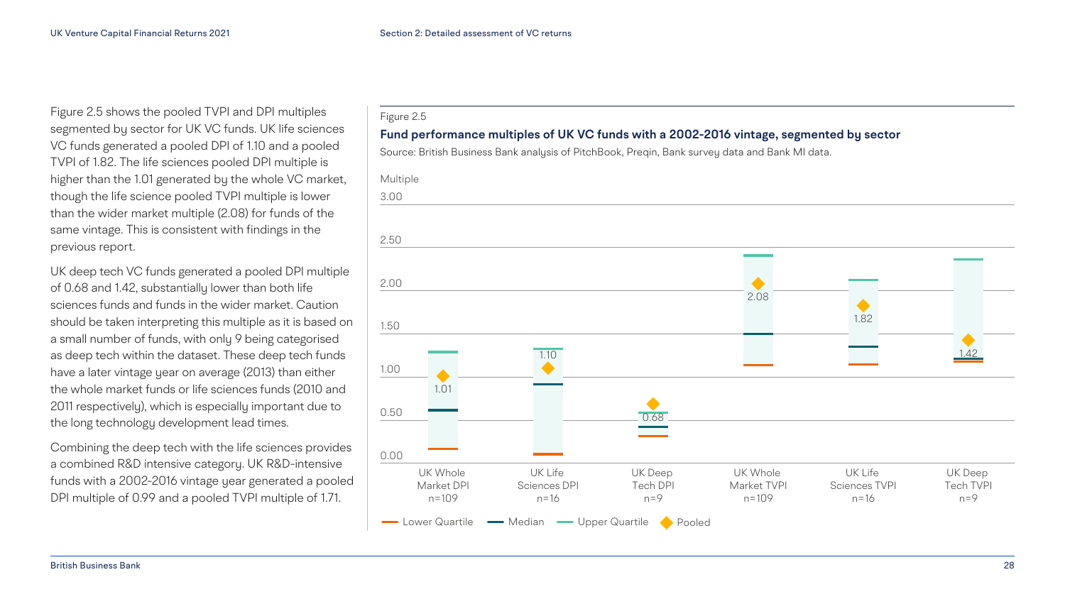Figure 2.5 shows the pooled TVPI and DPI multiples segmented by sector for UK VC funds. UK life sciences VC funds generated a pooled DPI of 1.10 and a pooled TVPI of 1.82. The life sciences pooled DPI multiple is higher than the 1.01 generated by the whole VC market, though the life science pooled TVPI multiple is lower than the wider market multiple (2.08) for funds of the same vintage. This is consistent with findings in the previous report.

UK deep tech VC funds generated a pooled DPI multiple of 0.68 and 1.42, substantially lower than both life sciences funds and funds in the wider market. Caution should be taken interpreting this multiple as it is based on a small number of funds, with only 9 being categorised as deep tech within the dataset. These deep tech funds have a later vintage year on average (2013) than either the whole market funds or life sciences funds (2010 and 2011 respectively), which is especially important due to the long technology development lead times.

Combining the deep tech with the life sciences provides a combined R&D intensive category. UK R&D-intensive funds with a 2002-2016 vintage year generated a pooled DPI multiple of 0.99 and a pooled TVPI multiple of 1.71.

Figure 2.5

**Fund performance multiples of UK VC funds with a 2002-2016 vintage, segmented by sector**

Source: British Business Bank analysis of PitchBook, Preqin, Bank survey data and Bank MI data.

| | UK Whole Market DPI n=109 | UK Life Sciences DPI n=16 | UK Deep Tech DPI n=9 | UK Whole Market TVPI n=109 | UK Life Sciences TVPI n=16 | UK Deep Tech TVPI n=9 |
|---|---|---|---|---|---|---|
| Pooled | 1.01 | 1.10 | 0.68 | 2.08 | 1.82 | 1.42 |

Legend: Lower Quartile, Median, Upper Quartile, Pooled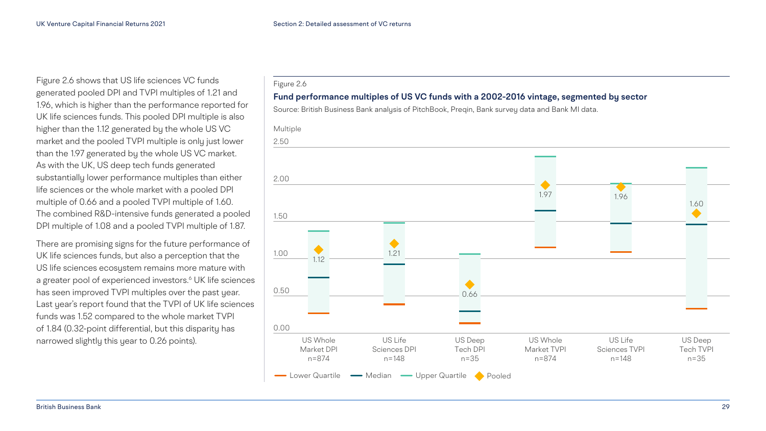Figure 2.6 shows that US life sciences VC funds generated pooled DPI and TVPI multiples of 1.21 and 1.96, which is higher than the performance reported for UK life sciences funds. This pooled DPI multiple is also higher than the 1.12 generated by the whole US VC market and the pooled TVPI multiple is only just lower than the 1.97 generated by the whole US VC market. As with the UK, US deep tech funds generated substantially lower performance multiples than either life sciences or the whole market with a pooled DPI multiple of 0.66 and a pooled TVPI multiple of 1.60. The combined R&D-intensive funds generated a pooled DPI multiple of 1.08 and a pooled TVPI multiple of 1.87.

There are promising signs for the future performance of UK life sciences funds, but also a perception that the US life sciences ecosystem remains more mature with a greater pool of experienced investors.[6] UK life sciences has seen improved TVPI multiples over the past year. Last year's report found that the TVPI of UK life sciences funds was 1.52 compared to the whole market TVPI of 1.84 (0.32-point differential, but this disparity has narrowed slightly this year to 0.26 points).

Figure 2.6

**Fund performance multiples of US VC funds with a 2002-2016 vintage, segmented by sector**

Source: British Business Bank analysis of PitchBook, Preqin, Bank survey data and Bank MI data.

| | US Whole Market DPI n=874 | US Life Sciences DPI n=148 | US Deep Tech DPI n=35 | US Whole Market TVPI n=874 | US Life Sciences TVPI n=148 | US Deep Tech TVPI n=35 |
|---|---|---|---|---|---|---|
| Pooled | 1.12 | 1.21 | 0.66 | 1.97 | 1.96 | 1.60 |

Legend: Lower Quartile, Median, Upper Quartile, Pooled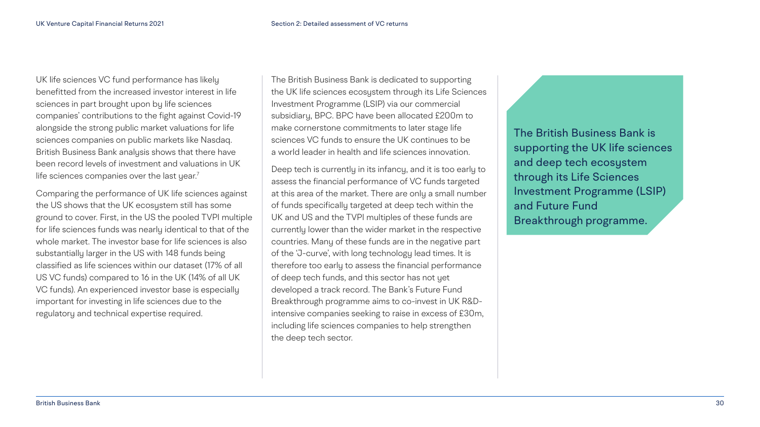UK life sciences VC fund performance has likely benefitted from the increased investor interest in life sciences in part brought upon by life sciences companies' contributions to the fight against Covid-19 alongside the strong public market valuations for life sciences companies on public markets like Nasdaq. British Business Bank analysis shows that there have been record levels of investment and valuations in UK life sciences companies over the last year.[7]

Comparing the performance of UK life sciences against the US shows that the UK ecosystem still has some ground to cover. First, in the US the pooled TVPI multiple for life sciences funds was nearly identical to that of the whole market. The investor base for life sciences is also substantially larger in the US with 148 funds being classified as life sciences within our dataset (17% of all US VC funds) compared to 16 in the UK (14% of all UK VC funds). An experienced investor base is especially important for investing in life sciences due to the regulatory and technical expertise required.

The British Business Bank is dedicated to supporting the UK life sciences ecosystem through its Life Sciences Investment Programme (LSIP) via our commercial subsidiary, BPC. BPC have been allocated £200m to make cornerstone commitments to later stage life sciences VC funds to ensure the UK continues to be a world leader in health and life sciences innovation.

Deep tech is currently in its infancy, and it is too early to assess the financial performance of VC funds targeted at this area of the market. There are only a small number of funds specifically targeted at deep tech within the UK and US and the TVPI multiples of these funds are currently lower than the wider market in the respective countries. Many of these funds are in the negative part of the 'J-curve', with long technology lead times. It is therefore too early to assess the financial performance of deep tech funds, and this sector has not yet developed a track record. The Bank's Future Fund Breakthrough programme aims to co-invest in UK R&D-intensive companies seeking to raise in excess of £30m, including life sciences companies to help strengthen the deep tech sector.

> The British Business Bank is supporting the UK life sciences and deep tech ecosystem through its Life Sciences Investment Programme (LSIP) and Future Fund Breakthrough programme.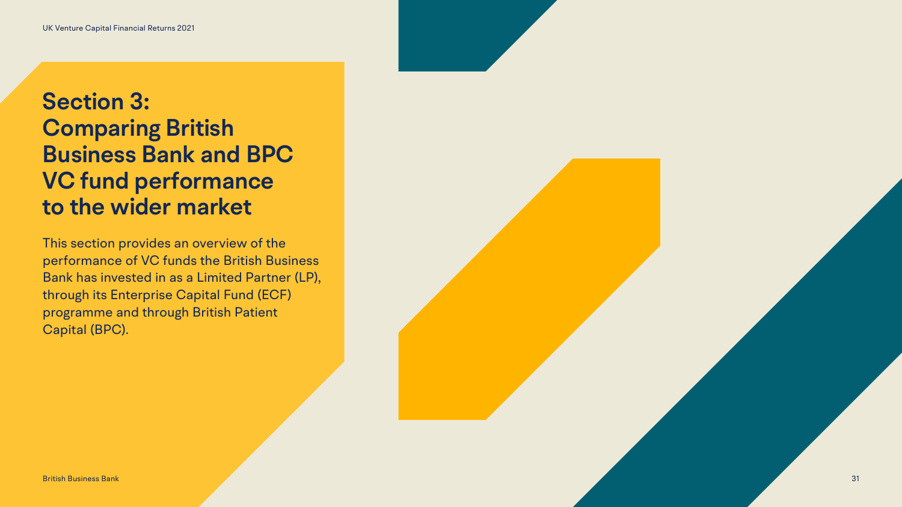# Section 3: Comparing British Business Bank and BPC VC fund performance to the wider market

This section provides an overview of the performance of VC funds the British Business Bank has invested in as a Limited Partner (LP), through its Enterprise Capital Fund (ECF) programme and through British Patient Capital (BPC).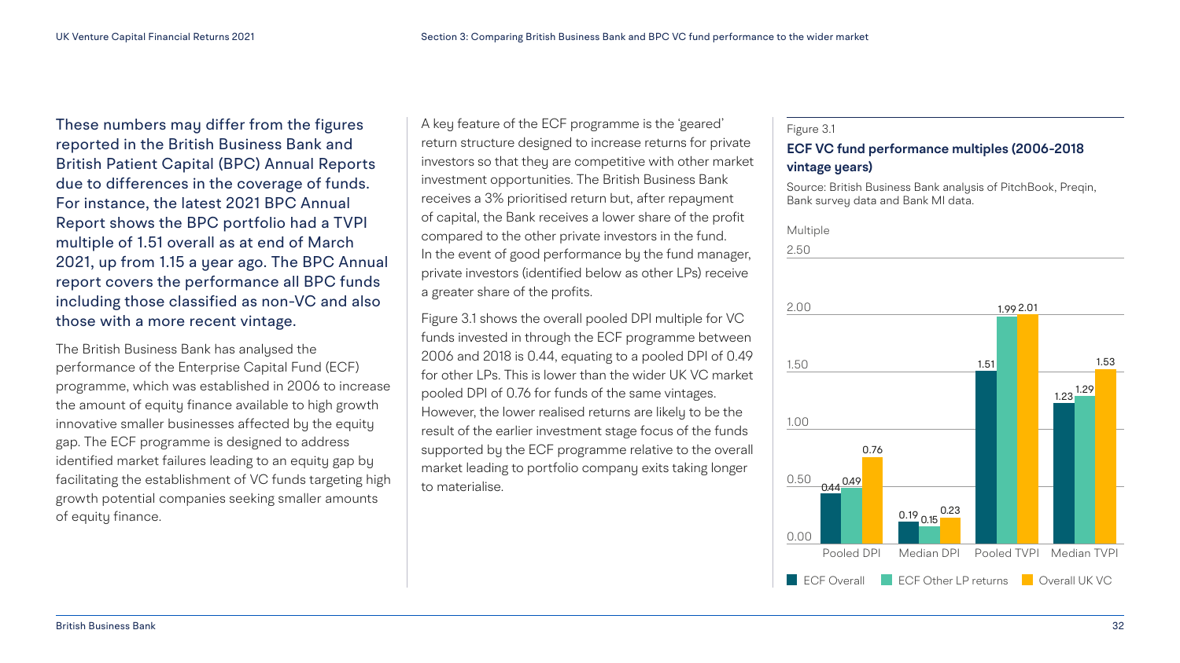These numbers may differ from the figures reported in the British Business Bank and British Patient Capital (BPC) Annual Reports due to differences in the coverage of funds. For instance, the latest 2021 BPC Annual Report shows the BPC portfolio had a TVPI multiple of 1.51 overall as at end of March 2021, up from 1.15 a year ago. The BPC Annual report covers the performance all BPC funds including those classified as non-VC and also those with a more recent vintage.

The British Business Bank has analysed the performance of the Enterprise Capital Fund (ECF) programme, which was established in 2006 to increase the amount of equity finance available to high growth innovative smaller businesses affected by the equity gap. The ECF programme is designed to address identified market failures leading to an equity gap by facilitating the establishment of VC funds targeting high growth potential companies seeking smaller amounts of equity finance.

A key feature of the ECF programme is the 'geared' return structure designed to increase returns for private investors so that they are competitive with other market investment opportunities. The British Business Bank receives a 3% prioritised return but, after repayment of capital, the Bank receives a lower share of the profit compared to the other private investors in the fund. In the event of good performance by the fund manager, private investors (identified below as other LPs) receive a greater share of the profits.

Figure 3.1 shows the overall pooled DPI multiple for VC funds invested in through the ECF programme between 2006 and 2018 is 0.44, equating to a pooled DPI of 0.49 for other LPs. This is lower than the wider UK VC market pooled DPI of 0.76 for funds of the same vintages. However, the lower realised returns are likely to be the result of the earlier investment stage focus of the funds supported by the ECF programme relative to the overall market leading to portfolio company exits taking longer to materialise.

Figure 3.1

**ECF VC fund performance multiples (2006-2018 vintage years)**

Source: British Business Bank analysis of PitchBook, Preqin, Bank survey data and Bank MI data.

| Multiple | ECF Overall | ECF Other LP returns | Overall UK VC |
|---|---|---|---|
| Pooled DPI | 0.44 | 0.49 | 0.76 |
| Median DPI | 0.19 | 0.15 | 0.23 |
| Pooled TVPI | 1.51 | 1.99 | 2.01 |
| Median TVPI | 1.23 | 1.29 | 1.53 |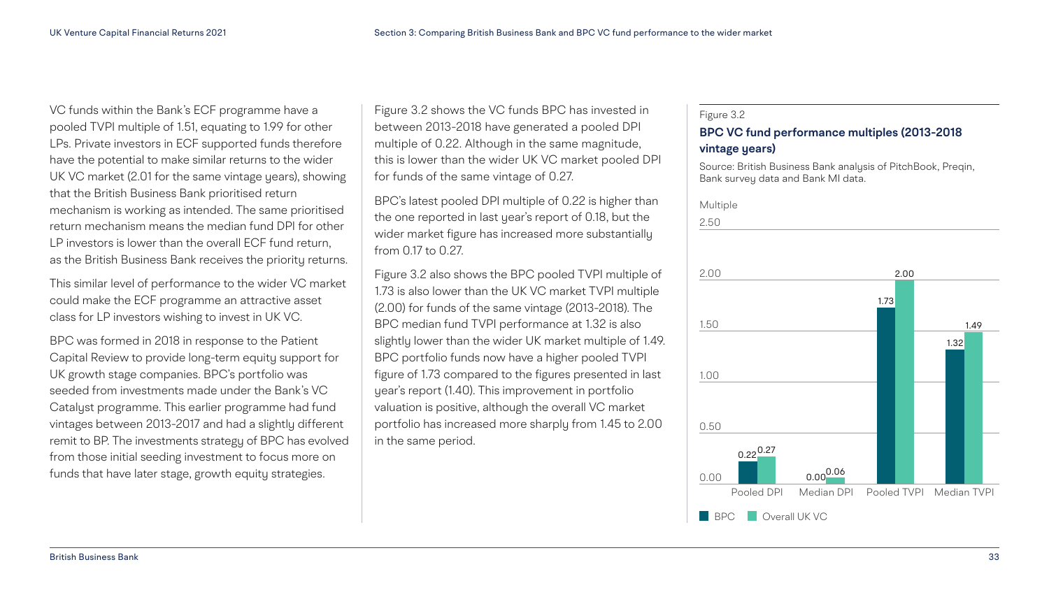VC funds within the Bank's ECF programme have a pooled TVPI multiple of 1.51, equating to 1.99 for other LPs. Private investors in ECF supported funds therefore have the potential to make similar returns to the wider UK VC market (2.01 for the same vintage years), showing that the British Business Bank prioritised return mechanism is working as intended. The same prioritised return mechanism means the median fund DPI for other LP investors is lower than the overall ECF fund return, as the British Business Bank receives the priority returns.

This similar level of performance to the wider VC market could make the ECF programme an attractive asset class for LP investors wishing to invest in UK VC.

BPC was formed in 2018 in response to the Patient Capital Review to provide long-term equity support for UK growth stage companies. BPC's portfolio was seeded from investments made under the Bank's VC Catalyst programme. This earlier programme had fund vintages between 2013-2017 and had a slightly different remit to BP. The investments strategy of BPC has evolved from those initial seeding investment to focus more on funds that have later stage, growth equity strategies.

Figure 3.2 shows the VC funds BPC has invested in between 2013-2018 have generated a pooled DPI multiple of 0.22. Although in the same magnitude, this is lower than the wider UK VC market pooled DPI for funds of the same vintage of 0.27.

BPC's latest pooled DPI multiple of 0.22 is higher than the one reported in last year's report of 0.18, but the wider market figure has increased more substantially from 0.17 to 0.27.

Figure 3.2 also shows the BPC pooled TVPI multiple of 1.73 is also lower than the UK VC market TVPI multiple (2.00) for funds of the same vintage (2013-2018). The BPC median fund TVPI performance at 1.32 is also slightly lower than the wider UK market multiple of 1.49. BPC portfolio funds now have a higher pooled TVPI figure of 1.73 compared to the figures presented in last year's report (1.40). This improvement in portfolio valuation is positive, although the overall VC market portfolio has increased more sharply from 1.45 to 2.00 in the same period.

Figure 3.2

**BPC VC fund performance multiples (2013-2018 vintage years)**

Source: British Business Bank analysis of PitchBook, Preqin, Bank survey data and Bank MI data.

| Multiple | BPC | Overall UK VC |
|---|---|---|
| Pooled DPI | 0.22 | 0.27 |
| Median DPI | 0.00 | 0.06 |
| Pooled TVPI | 1.73 | 2.00 |
| Median TVPI | 1.32 | 1.49 |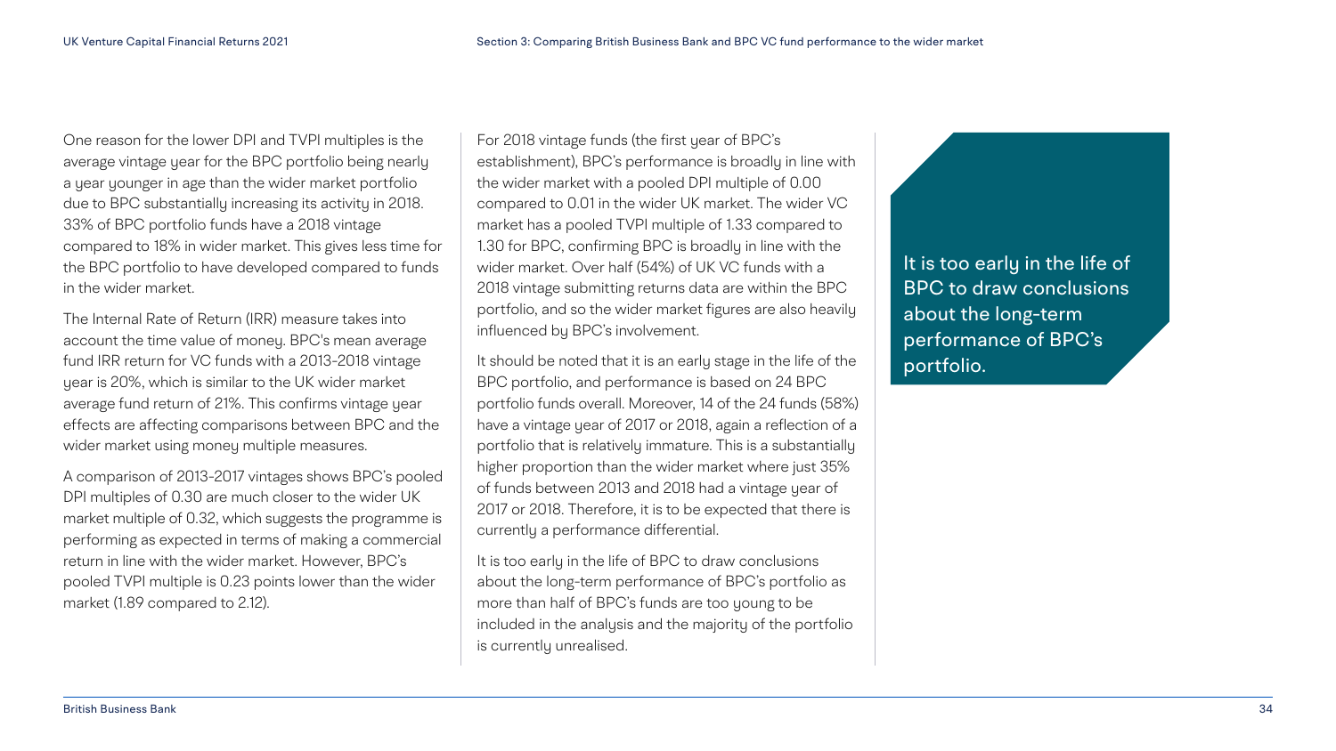One reason for the lower DPI and TVPI multiples is the average vintage year for the BPC portfolio being nearly a year younger in age than the wider market portfolio due to BPC substantially increasing its activity in 2018. 33% of BPC portfolio funds have a 2018 vintage compared to 18% in wider market. This gives less time for the BPC portfolio to have developed compared to funds in the wider market.

The Internal Rate of Return (IRR) measure takes into account the time value of money. BPC's mean average fund IRR return for VC funds with a 2013-2018 vintage year is 20%, which is similar to the UK wider market average fund return of 21%. This confirms vintage year effects are affecting comparisons between BPC and the wider market using money multiple measures.

A comparison of 2013-2017 vintages shows BPC's pooled DPI multiples of 0.30 are much closer to the wider UK market multiple of 0.32, which suggests the programme is performing as expected in terms of making a commercial return in line with the wider market. However, BPC's pooled TVPI multiple is 0.23 points lower than the wider market (1.89 compared to 2.12).

For 2018 vintage funds (the first year of BPC's establishment), BPC's performance is broadly in line with the wider market with a pooled DPI multiple of 0.00 compared to 0.01 in the wider UK market. The wider VC market has a pooled TVPI multiple of 1.33 compared to 1.30 for BPC, confirming BPC is broadly in line with the wider market. Over half (54%) of UK VC funds with a 2018 vintage submitting returns data are within the BPC portfolio, and so the wider market figures are also heavily influenced by BPC's involvement.

It should be noted that it is an early stage in the life of the BPC portfolio, and performance is based on 24 BPC portfolio funds overall. Moreover, 14 of the 24 funds (58%) have a vintage year of 2017 or 2018, again a reflection of a portfolio that is relatively immature. This is a substantially higher proportion than the wider market where just 35% of funds between 2013 and 2018 had a vintage year of 2017 or 2018. Therefore, it is to be expected that there is currently a performance differential.

It is too early in the life of BPC to draw conclusions about the long-term performance of BPC's portfolio as more than half of BPC's funds are too young to be included in the analysis and the majority of the portfolio is currently unrealised.

> It is too early in the life of BPC to draw conclusions about the long-term performance of BPC's portfolio.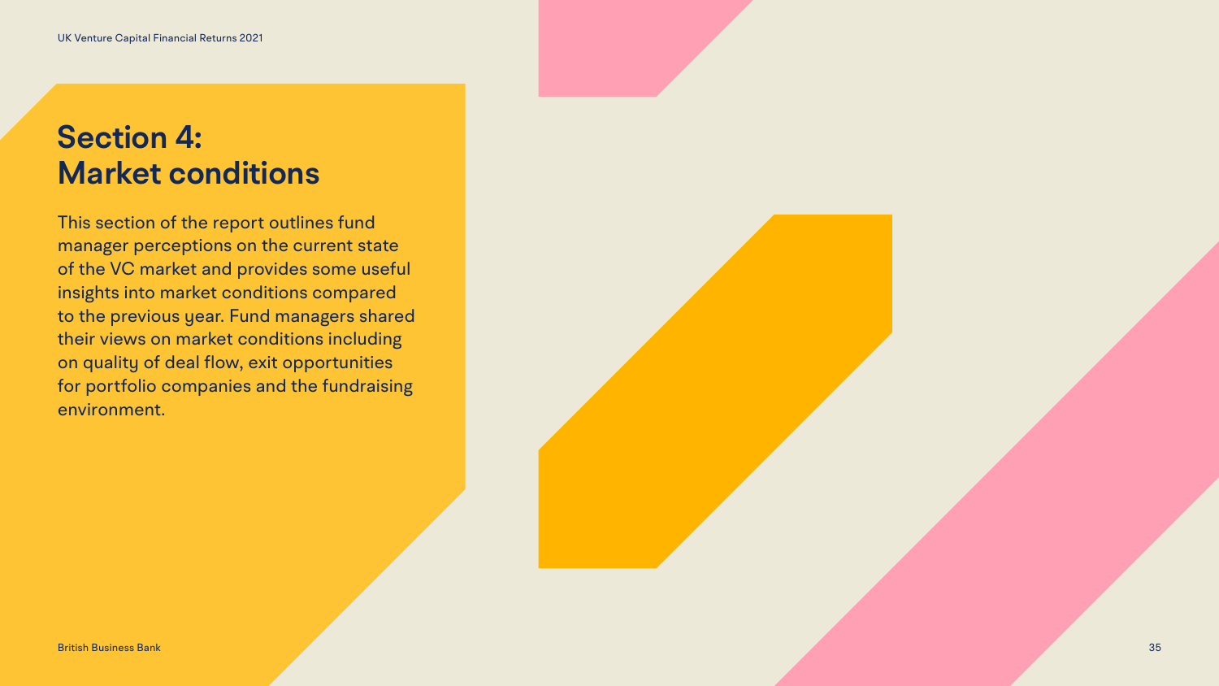# Section 4: Market conditions

This section of the report outlines fund manager perceptions on the current state of the VC market and provides some useful insights into market conditions compared to the previous year. Fund managers shared their views on market conditions including on quality of deal flow, exit opportunities for portfolio companies and the fundraising environment.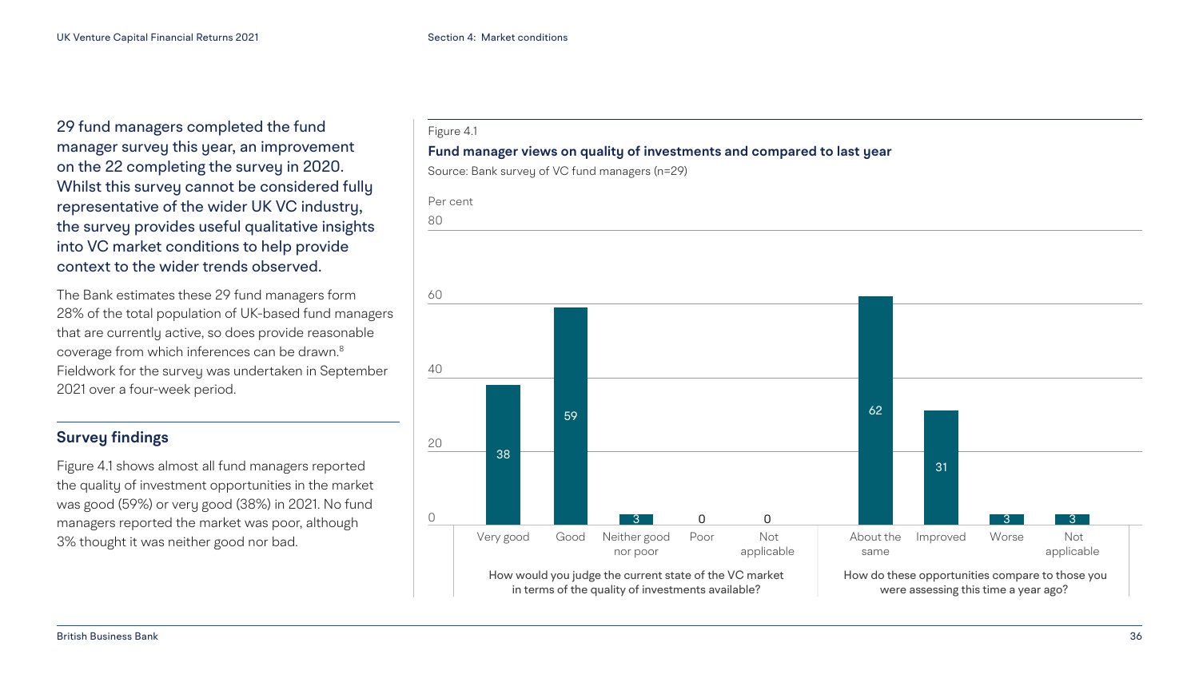29 fund managers completed the fund manager survey this year, an improvement on the 22 completing the survey in 2020. Whilst this survey cannot be considered fully representative of the wider UK VC industry, the survey provides useful qualitative insights into VC market conditions to help provide context to the wider trends observed.

The Bank estimates these 29 fund managers form 28% of the total population of UK-based fund managers that are currently active, so does provide reasonable coverage from which inferences can be drawn.[8] Fieldwork for the survey was undertaken in September 2021 over a four-week period.

## Survey findings

Figure 4.1 shows almost all fund managers reported the quality of investment opportunities in the market was good (59%) or very good (38%) in 2021. No fund managers reported the market was poor, although 3% thought it was neither good nor bad.

Figure 4.1

**Fund manager views on quality of investments and compared to last year**

Source: Bank survey of VC fund managers (n=29)

Per cent

| How would you judge the current state of the VC market in terms of the quality of investments available? | Per cent |
|---|---|
| Very good | 38 |
| Good | 59 |
| Neither good nor poor | 3 |
| Poor | 0 |
| Not applicable | 0 |

| How do these opportunities compare to those you were assessing this time a year ago? | Per cent |
|---|---|
| About the same | 62 |
| Improved | 31 |
| Worse | 3 |
| Not applicable | 3 |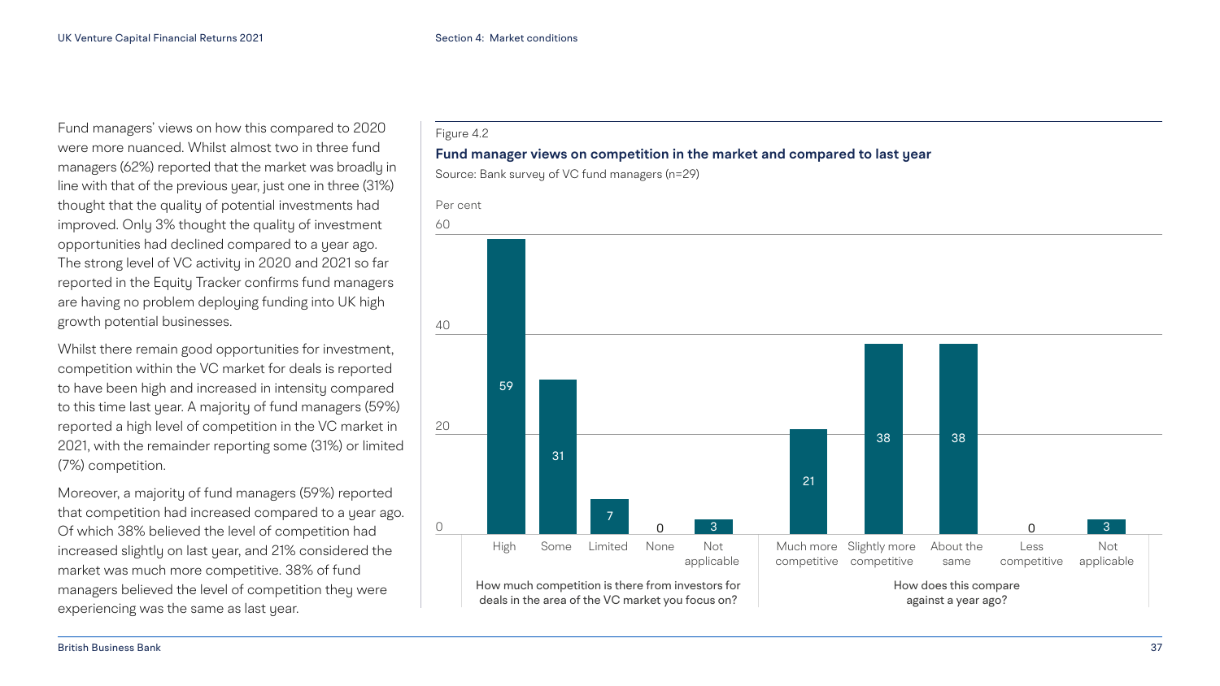Fund managers' views on how this compared to 2020 were more nuanced. Whilst almost two in three fund managers (62%) reported that the market was broadly in line with that of the previous year, just one in three (31%) thought that the quality of potential investments had improved. Only 3% thought the quality of investment opportunities had declined compared to a year ago. The strong level of VC activity in 2020 and 2021 so far reported in the Equity Tracker confirms fund managers are having no problem deploying funding into UK high growth potential businesses.

Whilst there remain good opportunities for investment, competition within the VC market for deals is reported to have been high and increased in intensity compared to this time last year. A majority of fund managers (59%) reported a high level of competition in the VC market in 2021, with the remainder reporting some (31%) or limited (7%) competition.

Moreover, a majority of fund managers (59%) reported that competition had increased compared to a year ago. Of which 38% believed the level of competition had increased slightly on last year, and 21% considered the market was much more competitive. 38% of fund managers believed the level of competition they were experiencing was the same as last year.

Figure 4.2

**Fund manager views on competition in the market and compared to last year**

Source: Bank survey of VC fund managers (n=29)

Per cent

| How much competition is there from investors for deals in the area of the VC market you focus on? | Per cent |
|---|---|
| High | 59 |
| Some | 31 |
| Limited | 7 |
| None | 0 |
| Not applicable | 3 |

| How does this compare against a year ago? | Per cent |
|---|---|
| Much more competitive | 21 |
| Slightly more competitive | 38 |
| About the same | 38 |
| Less competitive | 0 |
| Not applicable | 3 |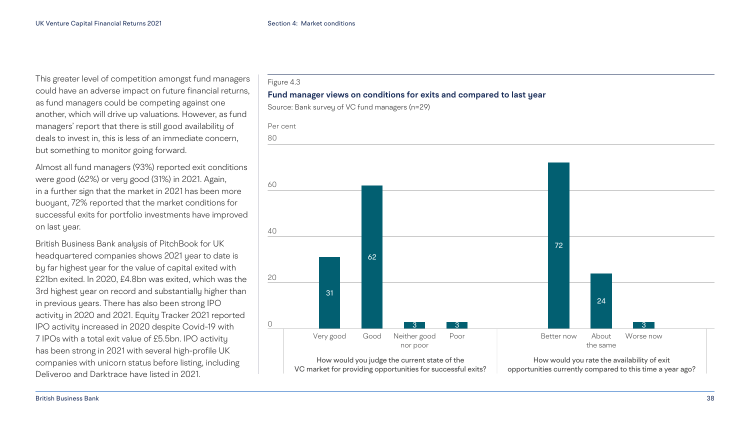This greater level of competition amongst fund managers could have an adverse impact on future financial returns, as fund managers could be competing against one another, which will drive up valuations. However, as fund managers' report that there is still good availability of deals to invest in, this is less of an immediate concern, but something to monitor going forward.

Almost all fund managers (93%) reported exit conditions were good (62%) or very good (31%) in 2021. Again, in a further sign that the market in 2021 has been more buoyant, 72% reported that the market conditions for successful exits for portfolio investments have improved on last year.

British Business Bank analysis of PitchBook for UK headquartered companies shows 2021 year to date is by far highest year for the value of capital exited with £21bn exited. In 2020, £4.8bn was exited, which was the 3rd highest year on record and substantially higher than in previous years. There has also been strong IPO activity in 2020 and 2021. Equity Tracker 2021 reported IPO activity increased in 2020 despite Covid-19 with 7 IPOs with a total exit value of £5.5bn. IPO activity has been strong in 2021 with several high-profile UK companies with unicorn status before listing, including Deliveroo and Darktrace have listed in 2021.

Figure 4.3

**Fund manager views on conditions for exits and compared to last year**

Source: Bank survey of VC fund managers (n=29)

Per cent

How would you judge the current state of the VC market for providing opportunities for successful exits?

| Response | Per cent |
| --- | --- |
| Very good | 31 |
| Good | 62 |
| Neither good nor poor | 3 |
| Poor | 3 |

How would you rate the availability of exit opportunities currently compared to this time a year ago?

| Response | Per cent |
| --- | --- |
| Better now | 72 |
| About the same | 24 |
| Worse now | 3 |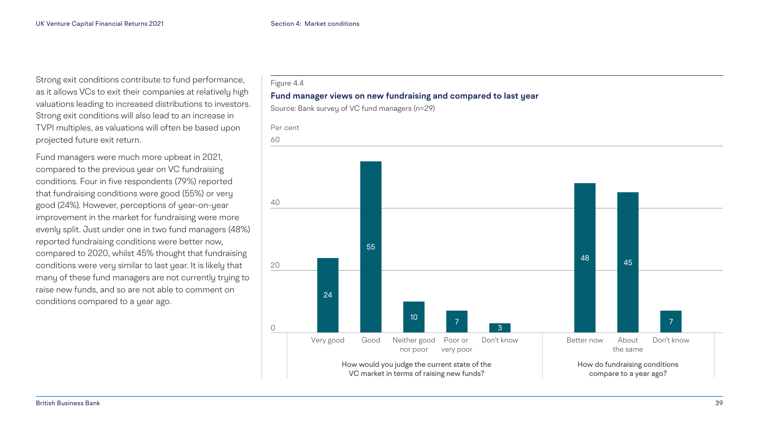Strong exit conditions contribute to fund performance, as it allows VCs to exit their companies at relatively high valuations leading to increased distributions to investors. Strong exit conditions will also lead to an increase in TVPI multiples, as valuations will often be based upon projected future exit return.

Fund managers were much more upbeat in 2021, compared to the previous year on VC fundraising conditions. Four in five respondents (79%) reported that fundraising conditions were good (55%) or very good (24%). However, perceptions of year-on-year improvement in the market for fundraising were more evenly split. Just under one in two fund managers (48%) reported fundraising conditions were better now, compared to 2020, whilst 45% thought that fundraising conditions were very similar to last year. It is likely that many of these fund managers are not currently trying to raise new funds, and so are not able to comment on conditions compared to a year ago.

Figure 4.4

**Fund manager views on new fundraising and compared to last year**

Source: Bank survey of VC fund managers (n=29)

Per cent

| How would you judge the current state of the VC market in terms of raising new funds? | Per cent |
|---|---|
| Very good | 24 |
| Good | 55 |
| Neither good nor poor | 10 |
| Poor or very poor | 7 |
| Don't know | 3 |

| How do fundraising conditions compare to a year ago? | Per cent |
|---|---|
| Better now | 48 |
| About the same | 45 |
| Don't know | 7 |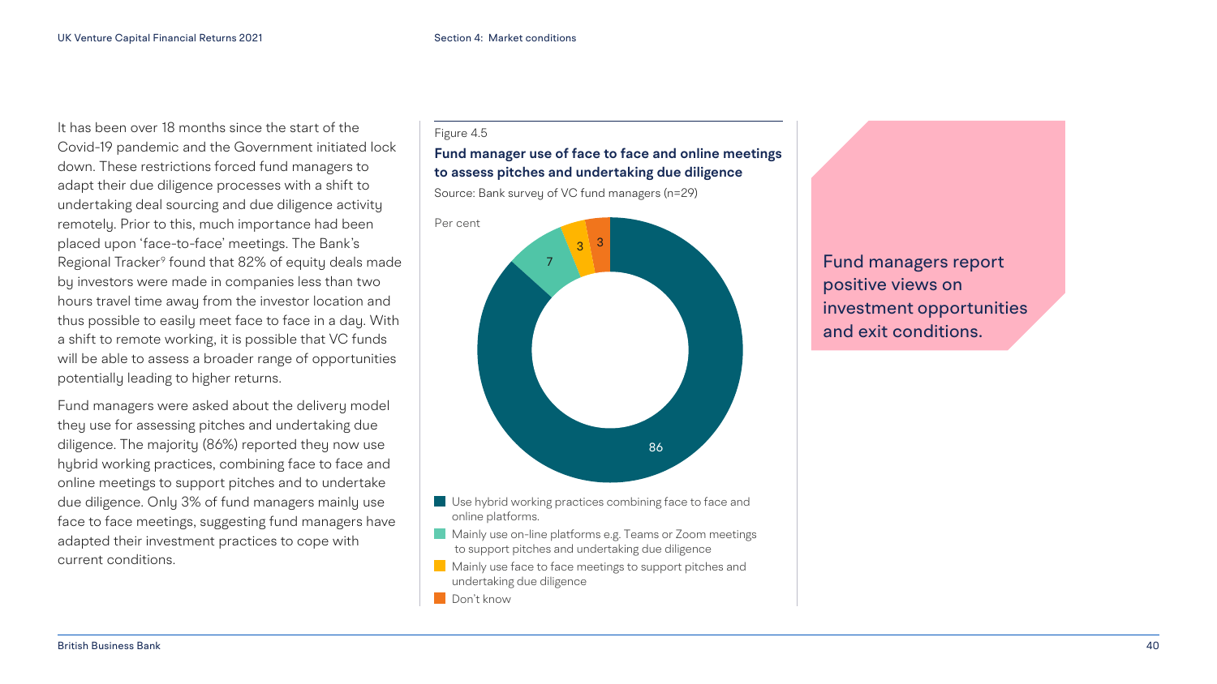It has been over 18 months since the start of the Covid-19 pandemic and the Government initiated lock down. These restrictions forced fund managers to adapt their due diligence processes with a shift to undertaking deal sourcing and due diligence activity remotely. Prior to this, much importance had been placed upon 'face-to-face' meetings. The Bank's Regional Tracker[9] found that 82% of equity deals made by investors were made in companies less than two hours travel time away from the investor location and thus possible to easily meet face to face in a day. With a shift to remote working, it is possible that VC funds will be able to assess a broader range of opportunities potentially leading to higher returns.

Fund managers were asked about the delivery model they use for assessing pitches and undertaking due diligence. The majority (86%) reported they now use hybrid working practices, combining face to face and online meetings to support pitches and to undertake due diligence. Only 3% of fund managers mainly use face to face meetings, suggesting fund managers have adapted their investment practices to cope with current conditions.

Figure 4.5

**Fund manager use of face to face and online meetings to assess pitches and undertaking due diligence**

Source: Bank survey of VC fund managers (n=29)

Per cent

| Category | Per cent |
|---|---|
| Use hybrid working practices combining face to face and online platforms. | 86 |
| Mainly use on-line platforms e.g. Teams or Zoom meetings to support pitches and undertaking due diligence | 7 |
| Mainly use face to face meetings to support pitches and undertaking due diligence | 3 |
| Don't know | 3 |

Fund managers report positive views on investment opportunities and exit conditions.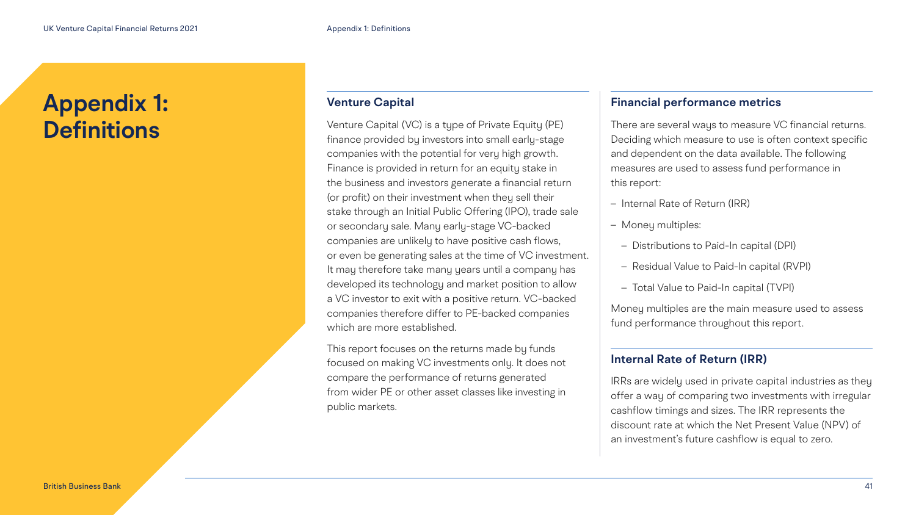# Appendix 1: Definitions

## Venture Capital

Venture Capital (VC) is a type of Private Equity (PE) finance provided by investors into small early-stage companies with the potential for very high growth. Finance is provided in return for an equity stake in the business and investors generate a financial return (or profit) on their investment when they sell their stake through an Initial Public Offering (IPO), trade sale or secondary sale. Many early-stage VC-backed companies are unlikely to have positive cash flows, or even be generating sales at the time of VC investment. It may therefore take many years until a company has developed its technology and market position to allow a VC investor to exit with a positive return. VC-backed companies therefore differ to PE-backed companies which are more established.

This report focuses on the returns made by funds focused on making VC investments only. It does not compare the performance of returns generated from wider PE or other asset classes like investing in public markets.

## Financial performance metrics

There are several ways to measure VC financial returns. Deciding which measure to use is often context specific and dependent on the data available. The following measures are used to assess fund performance in this report:

- Internal Rate of Return (IRR)
- Money multiples:
  - Distributions to Paid-In capital (DPI)
  - Residual Value to Paid-In capital (RVPI)
  - Total Value to Paid-In capital (TVPI)

Money multiples are the main measure used to assess fund performance throughout this report.

## Internal Rate of Return (IRR)

IRRs are widely used in private capital industries as they offer a way of comparing two investments with irregular cashflow timings and sizes. The IRR represents the discount rate at which the Net Present Value (NPV) of an investment's future cashflow is equal to zero.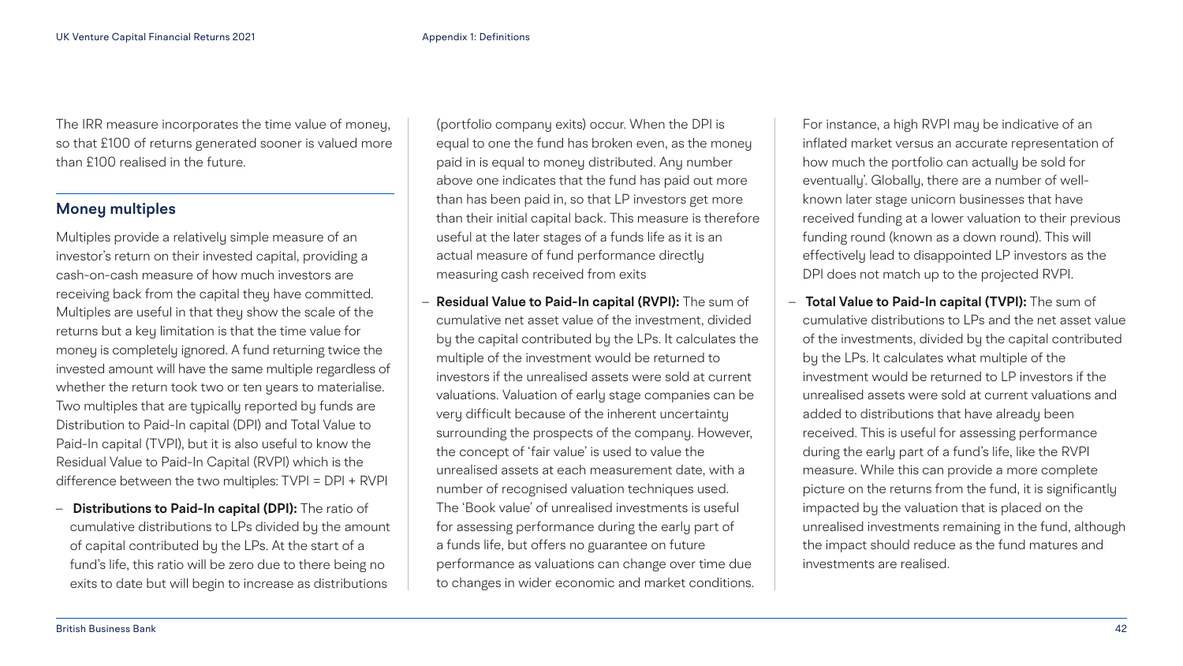The IRR measure incorporates the time value of money, so that £100 of returns generated sooner is valued more than £100 realised in the future.

## Money multiples

Multiples provide a relatively simple measure of an investor's return on their invested capital, providing a cash-on-cash measure of how much investors are receiving back from the capital they have committed. Multiples are useful in that they show the scale of the returns but a key limitation is that the time value for money is completely ignored. A fund returning twice the invested amount will have the same multiple regardless of whether the return took two or ten years to materialise. Two multiples that are typically reported by funds are Distribution to Paid-In capital (DPI) and Total Value to Paid-In capital (TVPI), but it is also useful to know the Residual Value to Paid-In Capital (RVPI) which is the difference between the two multiples: TVPI = DPI + RVPI

- **Distributions to Paid-In capital (DPI):** The ratio of cumulative distributions to LPs divided by the amount of capital contributed by the LPs. At the start of a fund's life, this ratio will be zero due to there being no exits to date but will begin to increase as distributions (portfolio company exits) occur. When the DPI is equal to one the fund has broken even, as the money paid in is equal to money distributed. Any number above one indicates that the fund has paid out more than has been paid in, so that LP investors get more than their initial capital back. This measure is therefore useful at the later stages of a funds life as it is an actual measure of fund performance directly measuring cash received from exits
- **Residual Value to Paid-In capital (RVPI):** The sum of cumulative net asset value of the investment, divided by the capital contributed by the LPs. It calculates the multiple of the investment would be returned to investors if the unrealised assets were sold at current valuations. Valuation of early stage companies can be very difficult because of the inherent uncertainty surrounding the prospects of the company. However, the concept of 'fair value' is used to value the unrealised assets at each measurement date, with a number of recognised valuation techniques used. The 'Book value' of unrealised investments is useful for assessing performance during the early part of a funds life, but offers no guarantee on future performance as valuations can change over time due to changes in wider economic and market conditions. For instance, a high RVPI may be indicative of an inflated market versus an accurate representation of how much the portfolio can actually be sold for eventually'. Globally, there are a number of well-known later stage unicorn businesses that have received funding at a lower valuation to their previous funding round (known as a down round). This will effectively lead to disappointed LP investors as the DPI does not match up to the projected RVPI.
- **Total Value to Paid-In capital (TVPI):** The sum of cumulative distributions to LPs and the net asset value of the investments, divided by the capital contributed by the LPs. It calculates what multiple of the investment would be returned to LP investors if the unrealised assets were sold at current valuations and added to distributions that have already been received. This is useful for assessing performance during the early part of a fund's life, like the RVPI measure. While this can provide a more complete picture on the returns from the fund, it is significantly impacted by the valuation that is placed on the unrealised investments remaining in the fund, although the impact should reduce as the fund matures and investments are realised.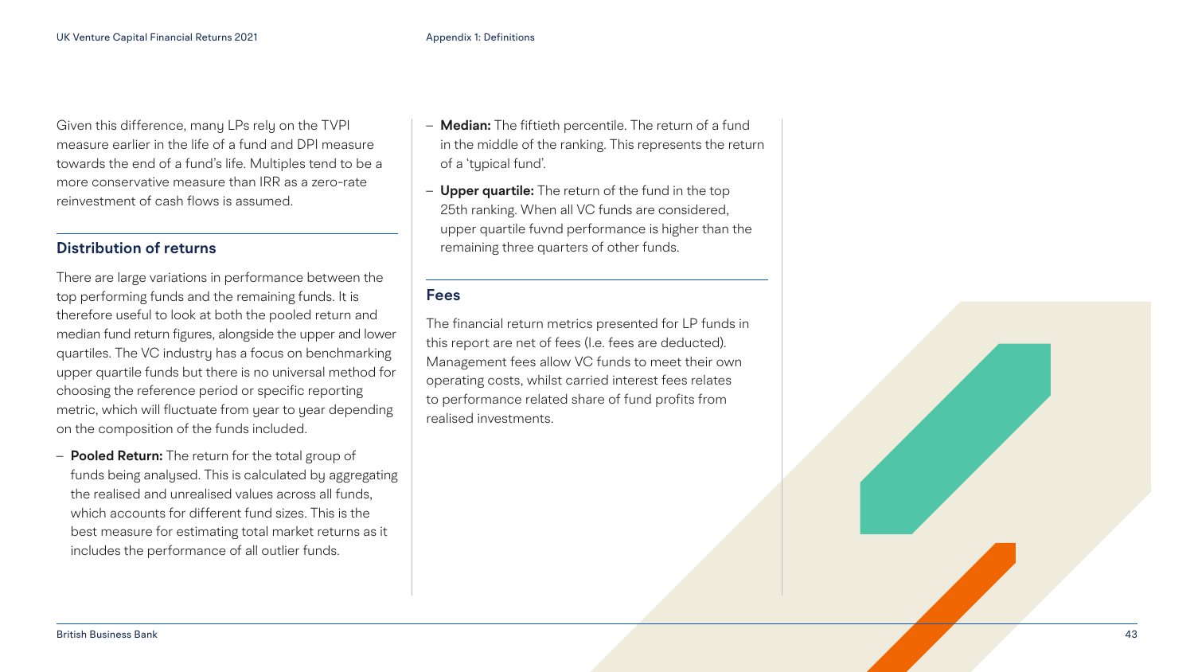Given this difference, many LPs rely on the TVPI measure earlier in the life of a fund and DPI measure towards the end of a fund's life. Multiples tend to be a more conservative measure than IRR as a zero-rate reinvestment of cash flows is assumed.

## Distribution of returns

There are large variations in performance between the top performing funds and the remaining funds. It is therefore useful to look at both the pooled return and median fund return figures, alongside the upper and lower quartiles. The VC industry has a focus on benchmarking upper quartile funds but there is no universal method for choosing the reference period or specific reporting metric, which will fluctuate from year to year depending on the composition of the funds included.

- **Pooled Return:** The return for the total group of funds being analysed. This is calculated by aggregating the realised and unrealised values across all funds, which accounts for different fund sizes. This is the best measure for estimating total market returns as it includes the performance of all outlier funds.
- **Median:** The fiftieth percentile. The return of a fund in the middle of the ranking. This represents the return of a 'typical fund'.
- **Upper quartile:** The return of the fund in the top 25th ranking. When all VC funds are considered, upper quartile fuvnd performance is higher than the remaining three quarters of other funds.

## Fees

The financial return metrics presented for LP funds in this report are net of fees (I.e. fees are deducted). Management fees allow VC funds to meet their own operating costs, whilst carried interest fees relates to performance related share of fund profits from realised investments.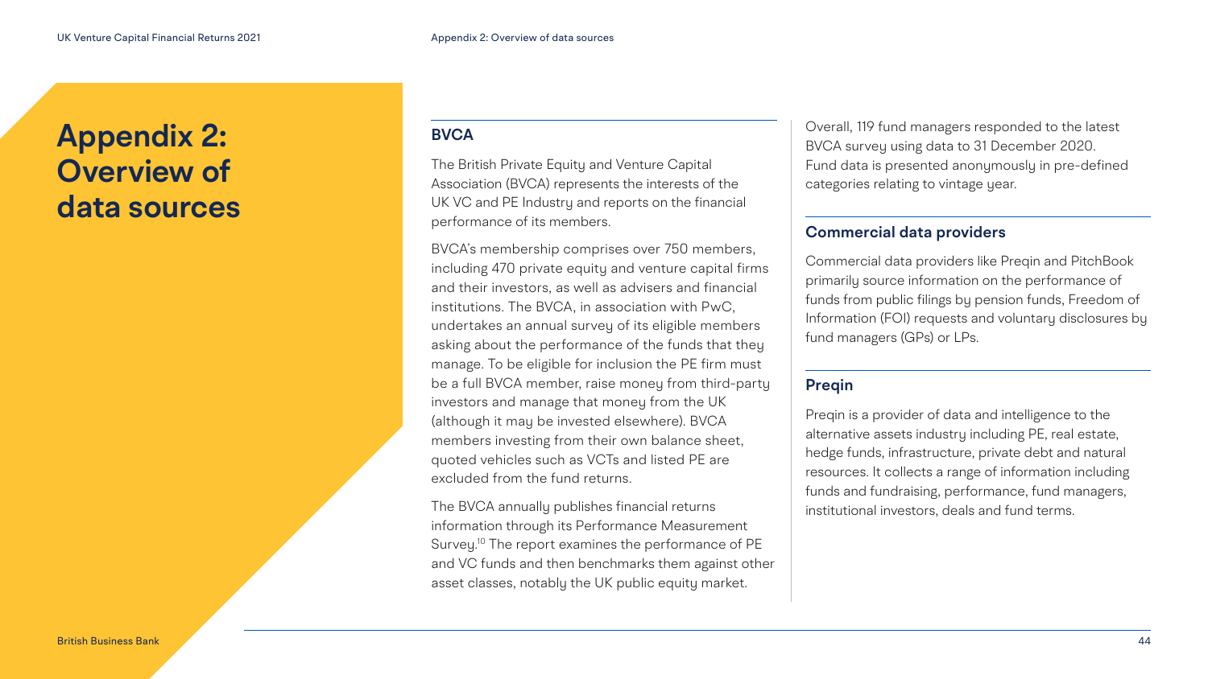# Appendix 2: Overview of data sources

## BVCA

The British Private Equity and Venture Capital Association (BVCA) represents the interests of the UK VC and PE Industry and reports on the financial performance of its members.

BVCA's membership comprises over 750 members, including 470 private equity and venture capital firms and their investors, as well as advisers and financial institutions. The BVCA, in association with PwC, undertakes an annual survey of its eligible members asking about the performance of the funds that they manage. To be eligible for inclusion the PE firm must be a full BVCA member, raise money from third-party investors and manage that money from the UK (although it may be invested elsewhere). BVCA members investing from their own balance sheet, quoted vehicles such as VCTs and listed PE are excluded from the fund returns.

The BVCA annually publishes financial returns information through its Performance Measurement Survey.[10] The report examines the performance of PE and VC funds and then benchmarks them against other asset classes, notably the UK public equity market.

Overall, 119 fund managers responded to the latest BVCA survey using data to 31 December 2020. Fund data is presented anonymously in pre-defined categories relating to vintage year.

## Commercial data providers

Commercial data providers like Preqin and PitchBook primarily source information on the performance of funds from public filings by pension funds, Freedom of Information (FOI) requests and voluntary disclosures by fund managers (GPs) or LPs.

## Preqin

Preqin is a provider of data and intelligence to the alternative assets industry including PE, real estate, hedge funds, infrastructure, private debt and natural resources. It collects a range of information including funds and fundraising, performance, fund managers, institutional investors, deals and fund terms.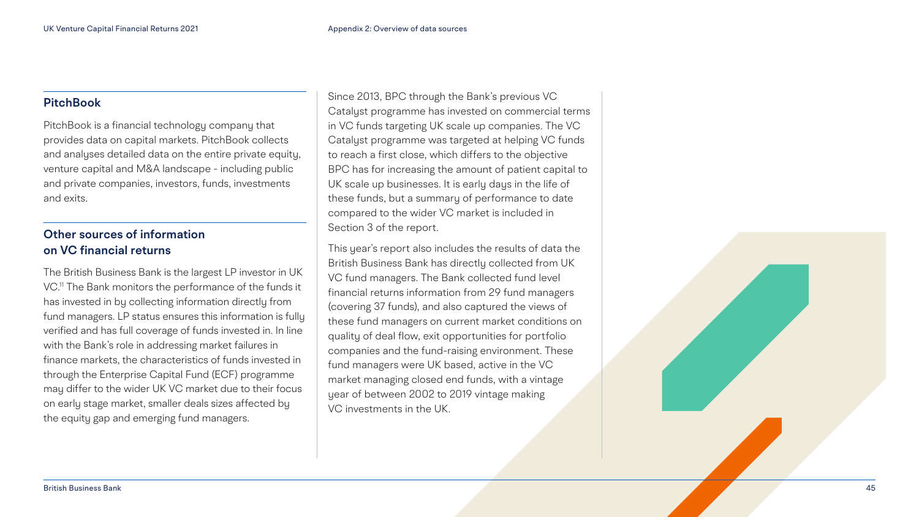## PitchBook

PitchBook is a financial technology company that provides data on capital markets. PitchBook collects and analyses detailed data on the entire private equity, venture capital and M&A landscape - including public and private companies, investors, funds, investments and exits.

## Other sources of information on VC financial returns

The British Business Bank is the largest LP investor in UK VC.[11] The Bank monitors the performance of the funds it has invested in by collecting information directly from fund managers. LP status ensures this information is fully verified and has full coverage of funds invested in. In line with the Bank's role in addressing market failures in finance markets, the characteristics of funds invested in through the Enterprise Capital Fund (ECF) programme may differ to the wider UK VC market due to their focus on early stage market, smaller deals sizes affected by the equity gap and emerging fund managers.

Since 2013, BPC through the Bank's previous VC Catalyst programme has invested on commercial terms in VC funds targeting UK scale up companies. The VC Catalyst programme was targeted at helping VC funds to reach a first close, which differs to the objective BPC has for increasing the amount of patient capital to UK scale up businesses. It is early days in the life of these funds, but a summary of performance to date compared to the wider VC market is included in Section 3 of the report.

This year's report also includes the results of data the British Business Bank has directly collected from UK VC fund managers. The Bank collected fund level financial returns information from 29 fund managers (covering 37 funds), and also captured the views of these fund managers on current market conditions on quality of deal flow, exit opportunities for portfolio companies and the fund-raising environment. These fund managers were UK based, active in the VC market managing closed end funds, with a vintage year of between 2002 to 2019 vintage making VC investments in the UK.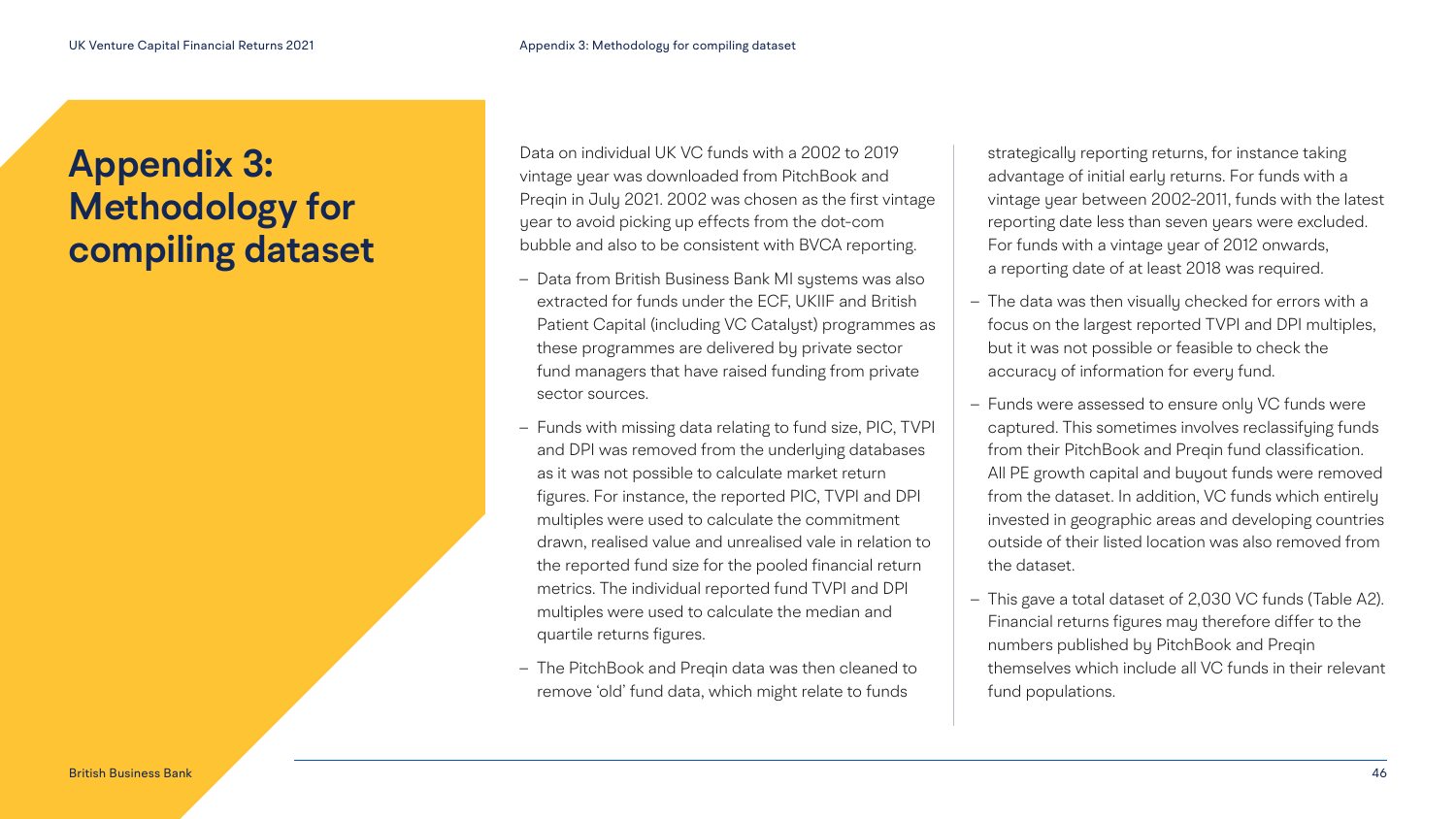# Appendix 3: Methodology for compiling dataset

Data on individual UK VC funds with a 2002 to 2019 vintage year was downloaded from PitchBook and Preqin in July 2021. 2002 was chosen as the first vintage year to avoid picking up effects from the dot-com bubble and also to be consistent with BVCA reporting.

- Data from British Business Bank MI systems was also extracted for funds under the ECF, UKIIF and British Patient Capital (including VC Catalyst) programmes as these programmes are delivered by private sector fund managers that have raised funding from private sector sources.
- Funds with missing data relating to fund size, PIC, TVPI and DPI was removed from the underlying databases as it was not possible to calculate market return figures. For instance, the reported PIC, TVPI and DPI multiples were used to calculate the commitment drawn, realised value and unrealised vale in relation to the reported fund size for the pooled financial return metrics. The individual reported fund TVPI and DPI multiples were used to calculate the median and quartile returns figures.
- The PitchBook and Preqin data was then cleaned to remove 'old' fund data, which might relate to funds strategically reporting returns, for instance taking advantage of initial early returns. For funds with a vintage year between 2002-2011, funds with the latest reporting date less than seven years were excluded. For funds with a vintage year of 2012 onwards, a reporting date of at least 2018 was required.
- The data was then visually checked for errors with a focus on the largest reported TVPI and DPI multiples, but it was not possible or feasible to check the accuracy of information for every fund.
- Funds were assessed to ensure only VC funds were captured. This sometimes involves reclassifying funds from their PitchBook and Preqin fund classification. All PE growth capital and buyout funds were removed from the dataset. In addition, VC funds which entirely invested in geographic areas and developing countries outside of their listed location was also removed from the dataset.
- This gave a total dataset of 2,030 VC funds (Table A2). Financial returns figures may therefore differ to the numbers published by PitchBook and Preqin themselves which include all VC funds in their relevant fund populations.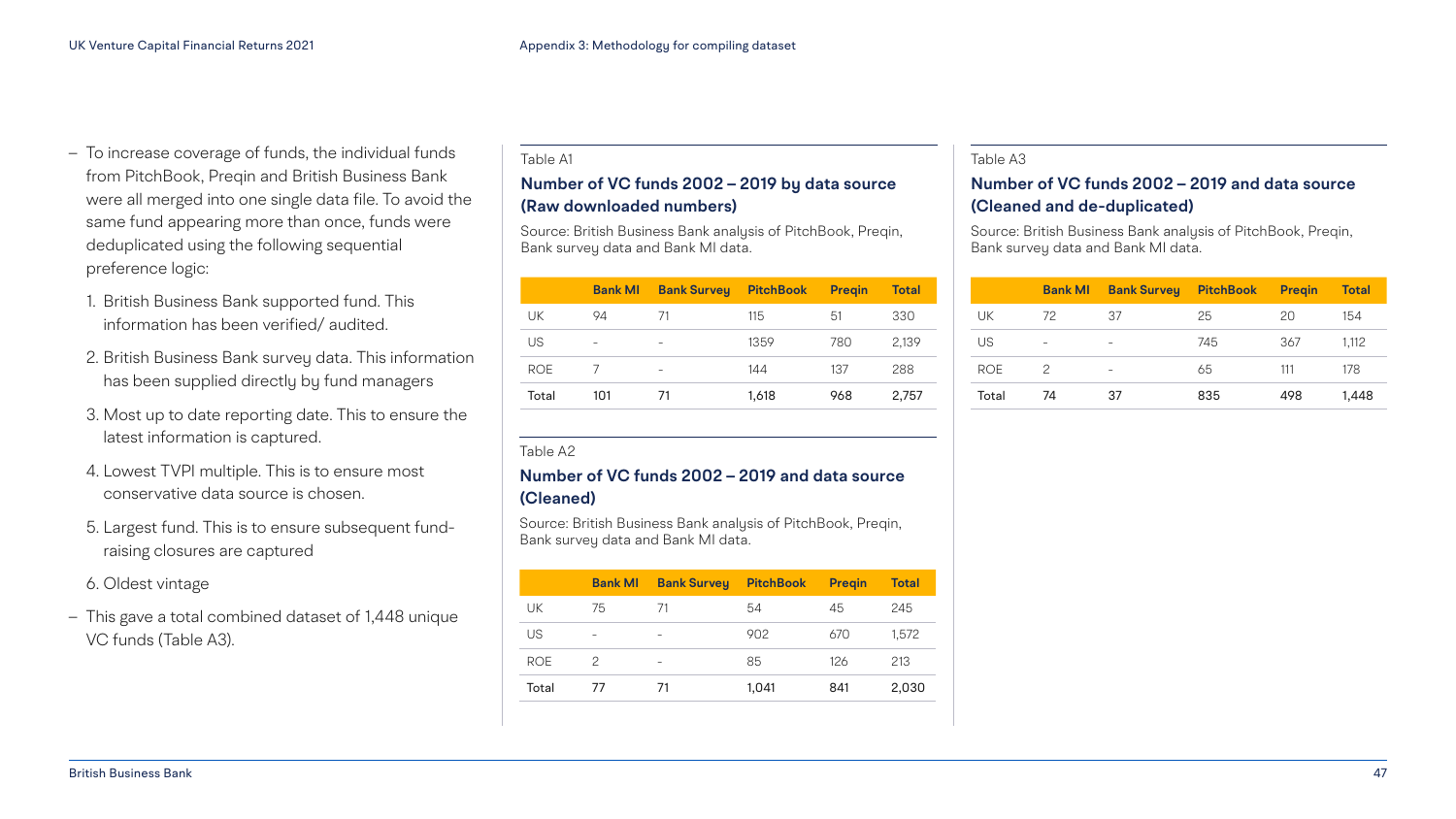- To increase coverage of funds, the individual funds from PitchBook, Preqin and British Business Bank were all merged into one single data file. To avoid the same fund appearing more than once, funds were deduplicated using the following sequential preference logic:
  1. British Business Bank supported fund. This information has been verified/ audited.
  2. British Business Bank survey data. This information has been supplied directly by fund managers
  3. Most up to date reporting date. This to ensure the latest information is captured.
  4. Lowest TVPI multiple. This is to ensure most conservative data source is chosen.
  5. Largest fund. This is to ensure subsequent fund-raising closures are captured
  6. Oldest vintage
- This gave a total combined dataset of 1,448 unique VC funds (Table A3).

Table A1

### Number of VC funds 2002 – 2019 by data source (Raw downloaded numbers)

Source: British Business Bank analysis of PitchBook, Preqin, Bank survey data and Bank MI data.

| | Bank MI | Bank Survey | PitchBook | Preqin | Total |
|---|---|---|---|---|---|
| UK | 94 | 71 | 115 | 51 | 330 |
| US | – | – | 1359 | 780 | 2,139 |
| ROE | 7 | – | 144 | 137 | 288 |
| Total | 101 | 71 | 1,618 | 968 | 2,757 |

Table A2

### Number of VC funds 2002 – 2019 and data source (Cleaned)

Source: British Business Bank analysis of PitchBook, Preqin, Bank survey data and Bank MI data.

| | Bank MI | Bank Survey | PitchBook | Preqin | Total |
|---|---|---|---|---|---|
| UK | 75 | 71 | 54 | 45 | 245 |
| US | – | – | 902 | 670 | 1,572 |
| ROE | 2 | – | 85 | 126 | 213 |
| Total | 77 | 71 | 1,041 | 841 | 2,030 |

Table A3

### Number of VC funds 2002 – 2019 and data source (Cleaned and de-duplicated)

Source: British Business Bank analysis of PitchBook, Preqin, Bank survey data and Bank MI data.

| | Bank MI | Bank Survey | PitchBook | Preqin | Total |
|---|---|---|---|---|---|
| UK | 72 | 37 | 25 | 20 | 154 |
| US | – | – | 745 | 367 | 1,112 |
| ROE | 2 | – | 65 | 111 | 178 |
| Total | 74 | 37 | 835 | 498 | 1,448 |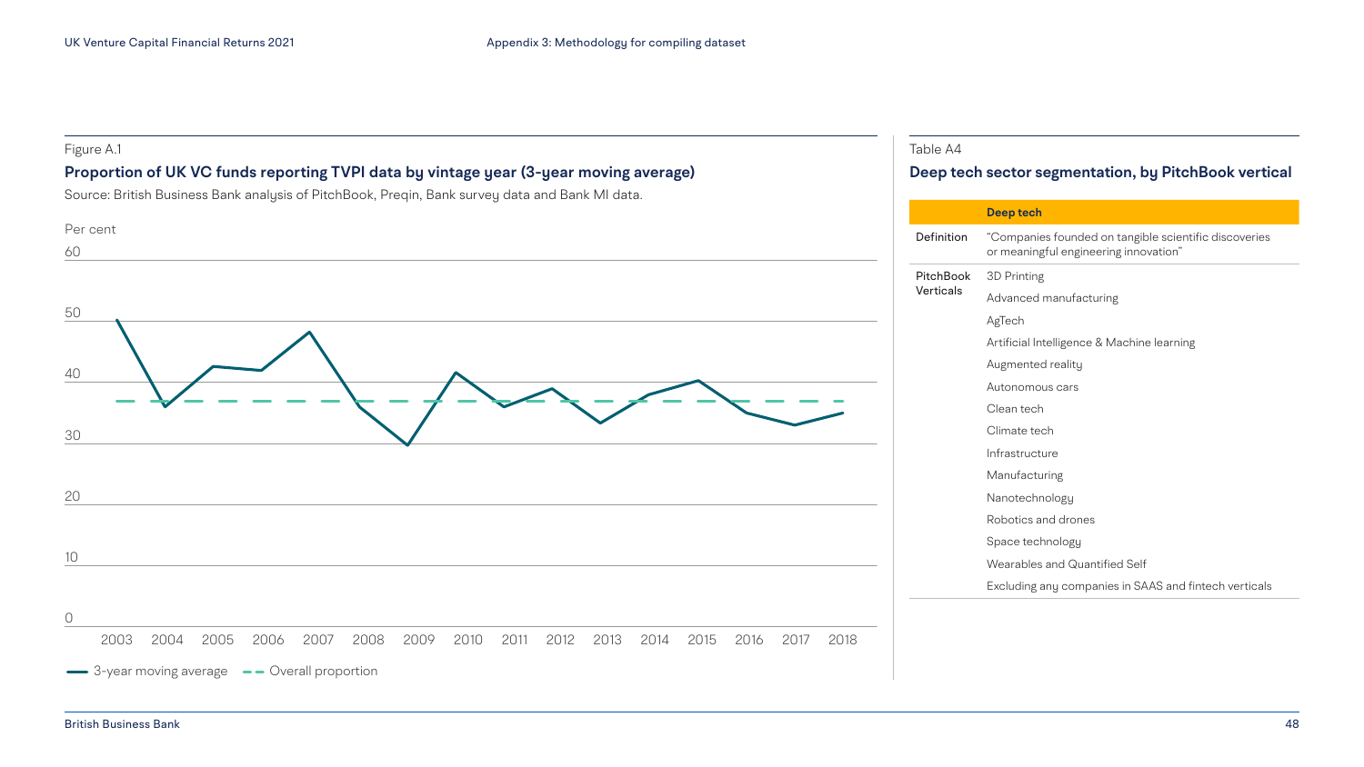Figure A.1

**Proportion of UK VC funds reporting TVPI data by vintage year (3-year moving average)**

Source: British Business Bank analysis of PitchBook, Preqin, Bank survey data and Bank MI data.

Per cent

60

50

40

30

20

10

0

2003 2004 2005 2006 2007 2008 2009 2010 2011 2012 2013 2014 2015 2016 2017 2018

3-year moving average — Overall proportion

Table A4

**Deep tech sector segmentation, by PitchBook vertical**

| | Deep tech |
|---|---|
| Definition | "Companies founded on tangible scientific discoveries or meaningful engineering innovation" |
| PitchBook Verticals | 3D Printing |
| | Advanced manufacturing |
| | AgTech |
| | Artificial Intelligence & Machine learning |
| | Augmented reality |
| | Autonomous cars |
| | Clean tech |
| | Climate tech |
| | Infrastructure |
| | Manufacturing |
| | Nanotechnology |
| | Robotics and drones |
| | Space technology |
| | Wearables and Quantified Self |
| | Excluding any companies in SAAS and fintech verticals |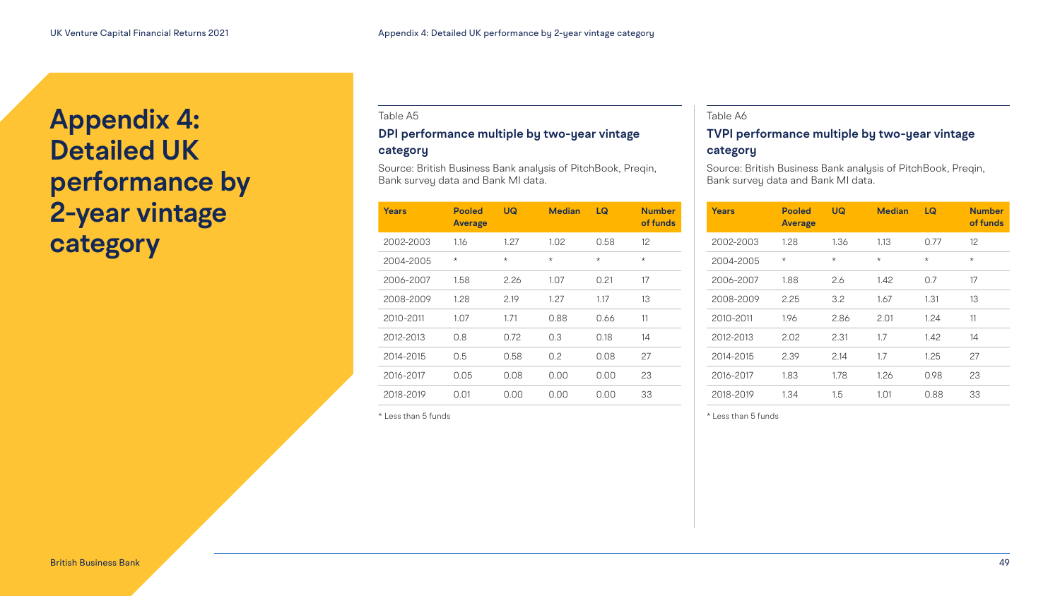# Appendix 4: Detailed UK performance by 2-year vintage category

Table A5

### DPI performance multiple by two-year vintage category

Source: British Business Bank analysis of PitchBook, Preqin, Bank survey data and Bank MI data.

| Years | Pooled Average | UQ | Median | LQ | Number of funds |
|---|---|---|---|---|---|
| 2002-2003 | 1.16 | 1.27 | 1.02 | 0.58 | 12 |
| 2004-2005 | * | * | * | * | * |
| 2006-2007 | 1.58 | 2.26 | 1.07 | 0.21 | 17 |
| 2008-2009 | 1.28 | 2.19 | 1.27 | 1.17 | 13 |
| 2010-2011 | 1.07 | 1.71 | 0.88 | 0.66 | 11 |
| 2012-2013 | 0.8 | 0.72 | 0.3 | 0.18 | 14 |
| 2014-2015 | 0.5 | 0.58 | 0.2 | 0.08 | 27 |
| 2016-2017 | 0.05 | 0.08 | 0.00 | 0.00 | 23 |
| 2018-2019 | 0.01 | 0.00 | 0.00 | 0.00 | 33 |

* Less than 5 funds

Table A6

### TVPI performance multiple by two-year vintage category

Source: British Business Bank analysis of PitchBook, Preqin, Bank survey data and Bank MI data.

| Years | Pooled Average | UQ | Median | LQ | Number of funds |
|---|---|---|---|---|---|
| 2002-2003 | 1.28 | 1.36 | 1.13 | 0.77 | 12 |
| 2004-2005 | * | * | * | * | * |
| 2006-2007 | 1.88 | 2.6 | 1.42 | 0.7 | 17 |
| 2008-2009 | 2.25 | 3.2 | 1.67 | 1.31 | 13 |
| 2010-2011 | 1.96 | 2.86 | 2.01 | 1.24 | 11 |
| 2012-2013 | 2.02 | 2.31 | 1.7 | 1.42 | 14 |
| 2014-2015 | 2.39 | 2.14 | 1.7 | 1.25 | 27 |
| 2016-2017 | 1.83 | 1.78 | 1.26 | 0.98 | 23 |
| 2018-2019 | 1.34 | 1.5 | 1.01 | 0.88 | 33 |

* Less than 5 funds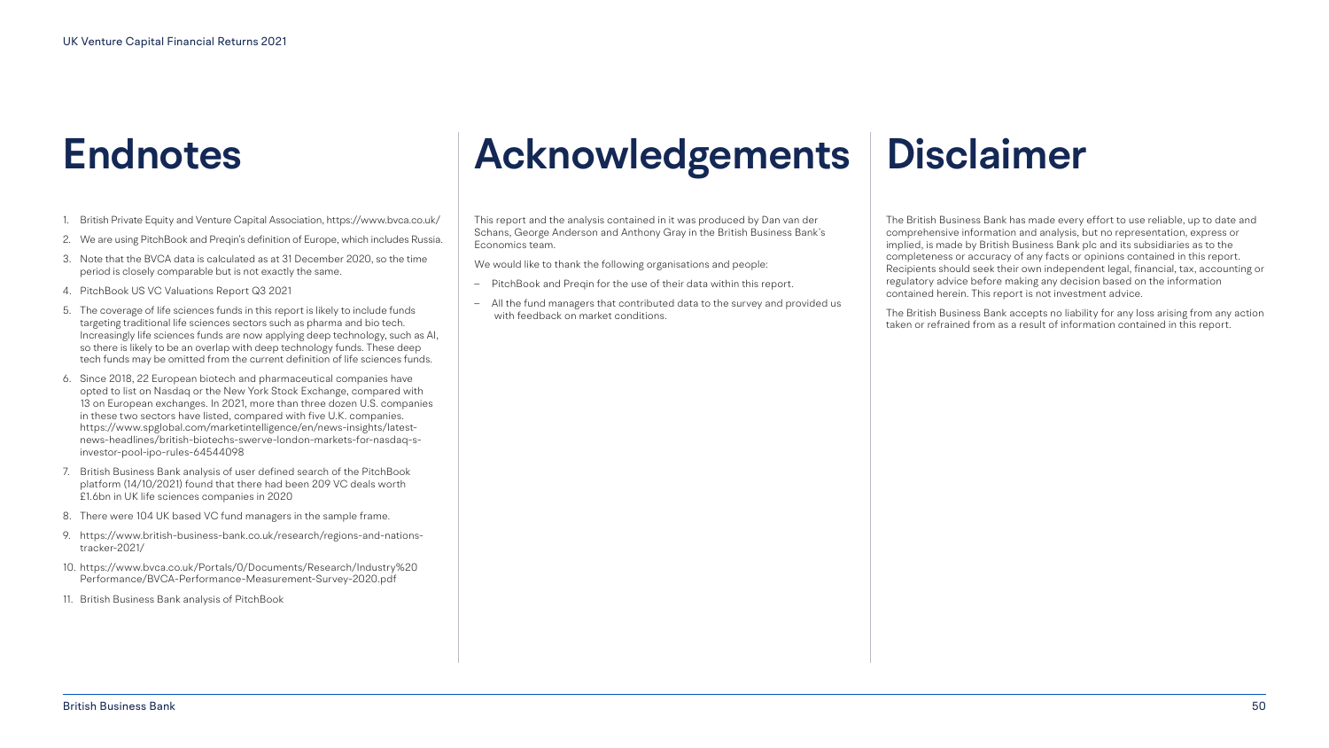# Endnotes

1. British Private Equity and Venture Capital Association, https://www.bvca.co.uk/
2. We are using PitchBook and Preqin's definition of Europe, which includes Russia.
3. Note that the BVCA data is calculated as at 31 December 2020, so the time period is closely comparable but is not exactly the same.
4. PitchBook US VC Valuations Report Q3 2021
5. The coverage of life sciences funds in this report is likely to include funds targeting traditional life sciences sectors such as pharma and bio tech. Increasingly life sciences funds are now applying deep technology, such as AI, so there is likely to be an overlap with deep technology funds. These deep tech funds may be omitted from the current definition of life sciences funds.
6. Since 2018, 22 European biotech and pharmaceutical companies have opted to list on Nasdaq or the New York Stock Exchange, compared with 13 on European exchanges. In 2021, more than three dozen U.S. companies in these two sectors have listed, compared with five U.K. companies. https://www.spglobal.com/marketintelligence/en/news-insights/latest-news-headlines/british-biotechs-swerve-london-markets-for-nasdaq-s-investor-pool-ipo-rules-64544098
7. British Business Bank analysis of user defined search of the PitchBook platform (14/10/2021) found that there had been 209 VC deals worth £1.6bn in UK life sciences companies in 2020
8. There were 104 UK based VC fund managers in the sample frame.
9. https://www.british-business-bank.co.uk/research/regions-and-nations-tracker-2021/
10. https://www.bvca.co.uk/Portals/0/Documents/Research/Industry%20Performance/BVCA-Performance-Measurement-Survey-2020.pdf
11. British Business Bank analysis of PitchBook

# Acknowledgements

This report and the analysis contained in it was produced by Dan van der Schans, George Anderson and Anthony Gray in the British Business Bank's Economics team.

We would like to thank the following organisations and people:

- PitchBook and Preqin for the use of their data within this report.
- All the fund managers that contributed data to the survey and provided us with feedback on market conditions.

# Disclaimer

The British Business Bank has made every effort to use reliable, up to date and comprehensive information and analysis, but no representation, express or implied, is made by British Business Bank plc and its subsidiaries as to the completeness or accuracy of any facts or opinions contained in this report. Recipients should seek their own independent legal, financial, tax, accounting or regulatory advice before making any decision based on the information contained herein. This report is not investment advice.

The British Business Bank accepts no liability for any loss arising from any action taken or refrained from as a result of information contained in this report.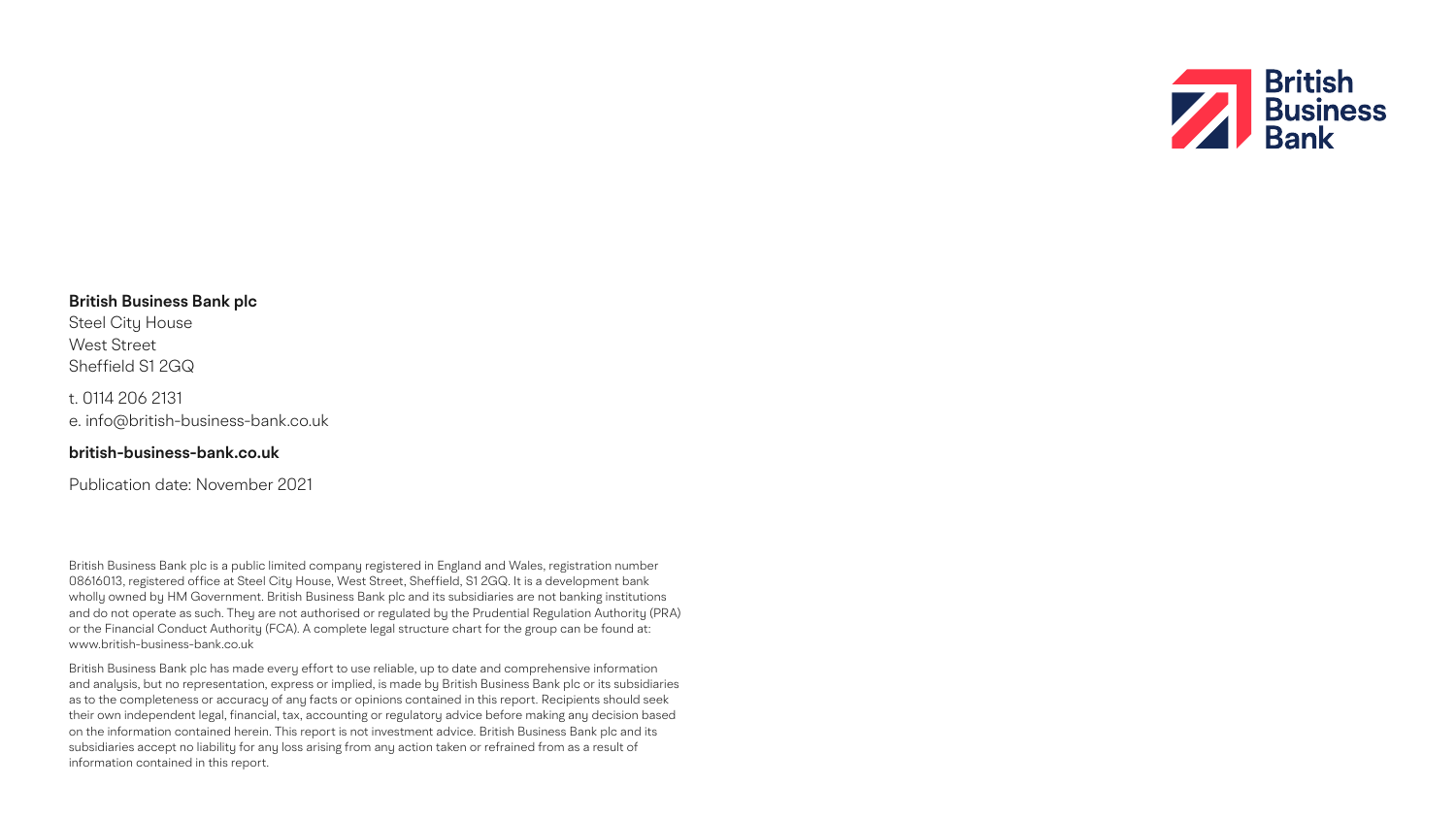British Business Bank

**British Business Bank plc**
Steel City House
West Street
Sheffield S1 2GQ

t. 0114 206 2131
e. info@british-business-bank.co.uk

**british-business-bank.co.uk**

Publication date: November 2021

British Business Bank plc is a public limited company registered in England and Wales, registration number 08616013, registered office at Steel City House, West Street, Sheffield, S1 2GQ. It is a development bank wholly owned by HM Government. British Business Bank plc and its subsidiaries are not banking institutions and do not operate as such. They are not authorised or regulated by the Prudential Regulation Authority (PRA) or the Financial Conduct Authority (FCA). A complete legal structure chart for the group can be found at: www.british-business-bank.co.uk

British Business Bank plc has made every effort to use reliable, up to date and comprehensive information and analysis, but no representation, express or implied, is made by British Business Bank plc or its subsidiaries as to the completeness or accuracy of any facts or opinions contained in this report. Recipients should seek their own independent legal, financial, tax, accounting or regulatory advice before making any decision based on the information contained herein. This report is not investment advice. British Business Bank plc and its subsidiaries accept no liability for any loss arising from any action taken or refrained from as a result of information contained in this report.